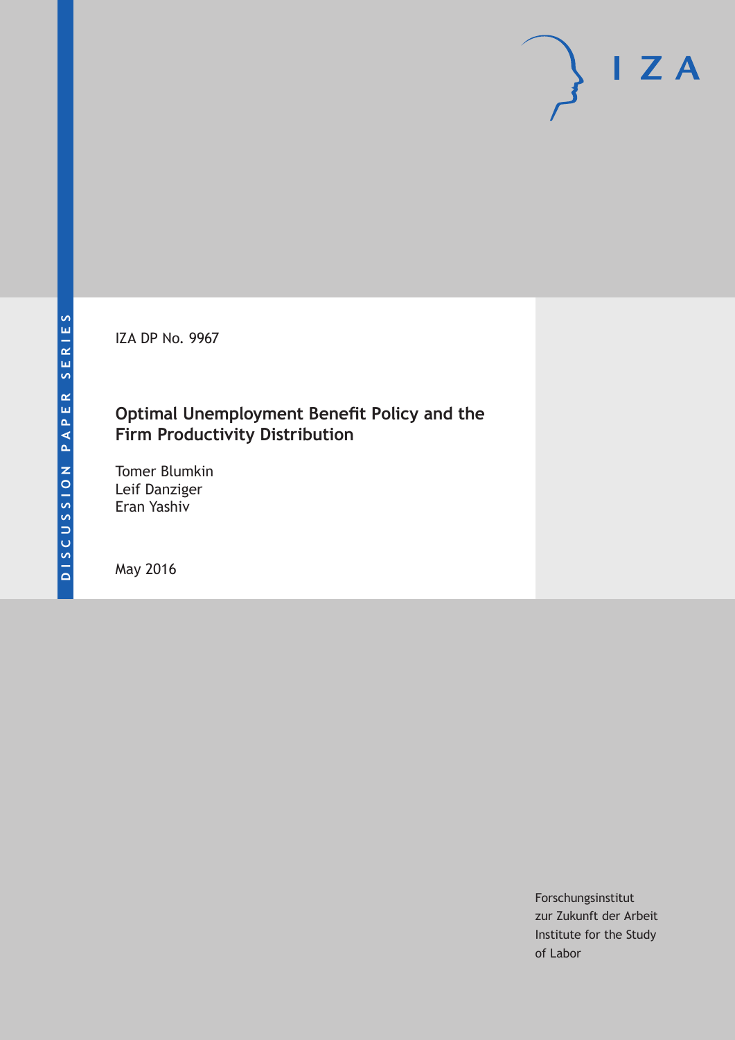DISCUSSION PAPER SERIES

IZA

IZA DP No. 9967

# Optimal Unemployment Benefit Policy and the Firm Productivity Distribution

Tomer Blumkin
Leif Danziger
Eran Yashiv

May 2016

Forschungsinstitut
zur Zukunft der Arbeit
Institute for the Study
of Labor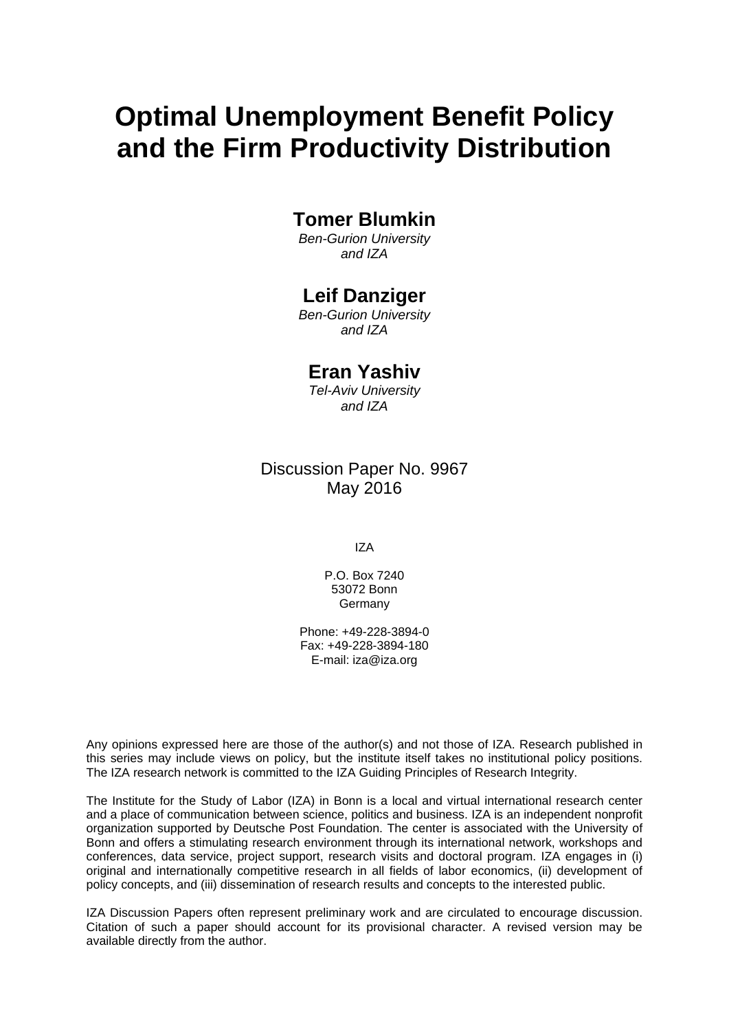# Optimal Unemployment Benefit Policy and the Firm Productivity Distribution

**Tomer Blumkin**
*Ben-Gurion University and IZA*

**Leif Danziger**
*Ben-Gurion University and IZA*

**Eran Yashiv**
*Tel-Aviv University and IZA*

Discussion Paper No. 9967
May 2016

IZA

P.O. Box 7240
53072 Bonn
Germany

Phone: +49-228-3894-0
Fax: +49-228-3894-180
E-mail: iza@iza.org

Any opinions expressed here are those of the author(s) and not those of IZA. Research published in this series may include views on policy, but the institute itself takes no institutional policy positions. The IZA research network is committed to the IZA Guiding Principles of Research Integrity.

The Institute for the Study of Labor (IZA) in Bonn is a local and virtual international research center and a place of communication between science, politics and business. IZA is an independent nonprofit organization supported by Deutsche Post Foundation. The center is associated with the University of Bonn and offers a stimulating research environment through its international network, workshops and conferences, data service, project support, research visits and doctoral program. IZA engages in (i) original and internationally competitive research in all fields of labor economics, (ii) development of policy concepts, and (iii) dissemination of research results and concepts to the interested public.

IZA Discussion Papers often represent preliminary work and are circulated to encourage discussion. Citation of such a paper should account for its provisional character. A revised version may be available directly from the author.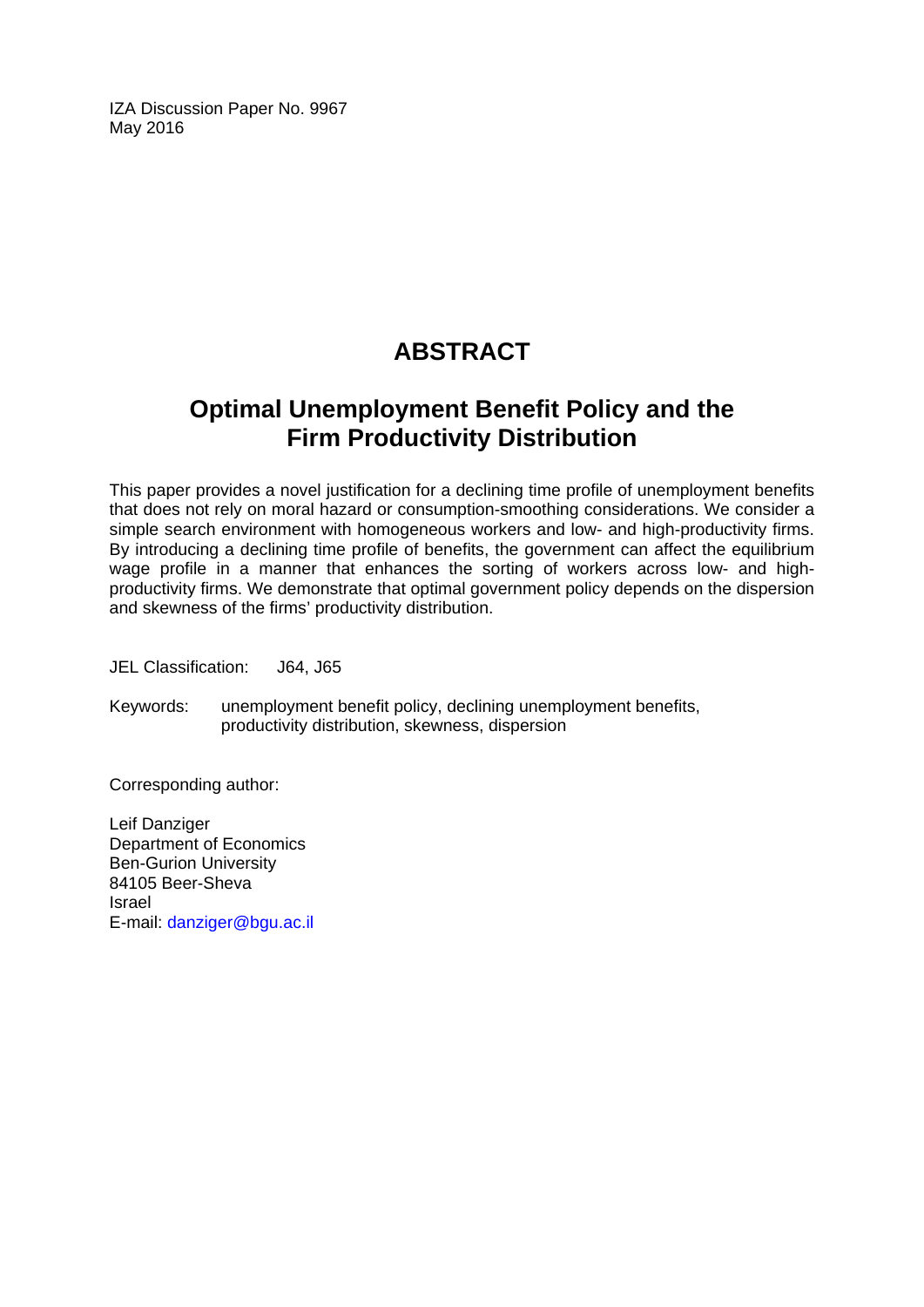IZA Discussion Paper No. 9967
May 2016

# ABSTRACT

## Optimal Unemployment Benefit Policy and the Firm Productivity Distribution

This paper provides a novel justification for a declining time profile of unemployment benefits that does not rely on moral hazard or consumption-smoothing considerations. We consider a simple search environment with homogeneous workers and low- and high-productivity firms. By introducing a declining time profile of benefits, the government can affect the equilibrium wage profile in a manner that enhances the sorting of workers across low- and high-productivity firms. We demonstrate that optimal government policy depends on the dispersion and skewness of the firms' productivity distribution.

JEL Classification: J64, J65

Keywords: unemployment benefit policy, declining unemployment benefits, productivity distribution, skewness, dispersion

Corresponding author:

Leif Danziger
Department of Economics
Ben-Gurion University
84105 Beer-Sheva
Israel
E-mail: danziger@bgu.ac.il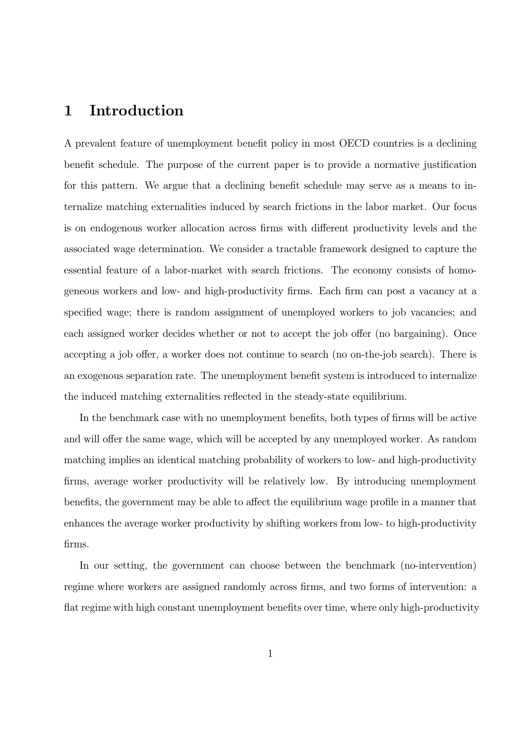# 1 Introduction

A prevalent feature of unemployment benefit policy in most OECD countries is a declining benefit schedule. The purpose of the current paper is to provide a normative justification for this pattern. We argue that a declining benefit schedule may serve as a means to internalize matching externalities induced by search frictions in the labor market. Our focus is on endogenous worker allocation across firms with different productivity levels and the associated wage determination. We consider a tractable framework designed to capture the essential feature of a labor-market with search frictions. The economy consists of homogeneous workers and low- and high-productivity firms. Each firm can post a vacancy at a specified wage; there is random assignment of unemployed workers to job vacancies; and each assigned worker decides whether or not to accept the job offer (no bargaining). Once accepting a job offer, a worker does not continue to search (no on-the-job search). There is an exogenous separation rate. The unemployment benefit system is introduced to internalize the induced matching externalities reflected in the steady-state equilibrium.

In the benchmark case with no unemployment benefits, both types of firms will be active and will offer the same wage, which will be accepted by any unemployed worker. As random matching implies an identical matching probability of workers to low- and high-productivity firms, average worker productivity will be relatively low. By introducing unemployment benefits, the government may be able to affect the equilibrium wage profile in a manner that enhances the average worker productivity by shifting workers from low- to high-productivity firms.

In our setting, the government can choose between the benchmark (no-intervention) regime where workers are assigned randomly across firms, and two forms of intervention: a flat regime with high constant unemployment benefits over time, where only high-productivity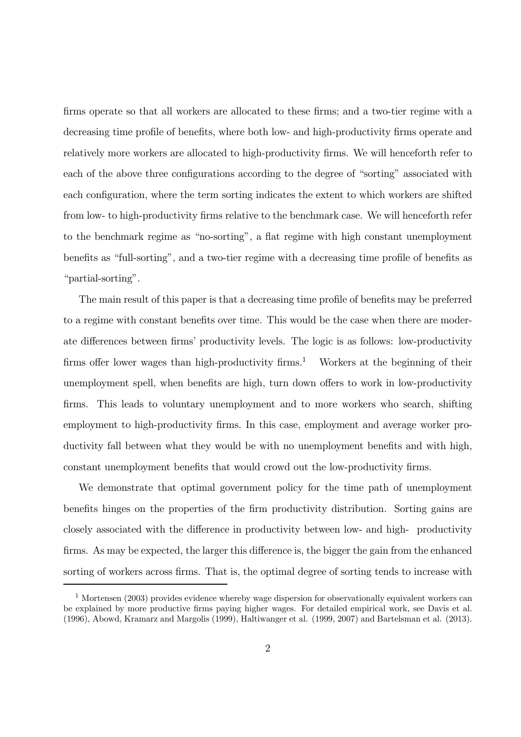firms operate so that all workers are allocated to these firms; and a two-tier regime with a decreasing time profile of benefits, where both low- and high-productivity firms operate and relatively more workers are allocated to high-productivity firms. We will henceforth refer to each of the above three configurations according to the degree of "sorting" associated with each configuration, where the term sorting indicates the extent to which workers are shifted from low- to high-productivity firms relative to the benchmark case. We will henceforth refer to the benchmark regime as "no-sorting", a flat regime with high constant unemployment benefits as "full-sorting", and a two-tier regime with a decreasing time profile of benefits as "partial-sorting".

The main result of this paper is that a decreasing time profile of benefits may be preferred to a regime with constant benefits over time. This would be the case when there are moderate differences between firms' productivity levels. The logic is as follows: low-productivity firms offer lower wages than high-productivity firms.[1] Workers at the beginning of their unemployment spell, when benefits are high, turn down offers to work in low-productivity firms. This leads to voluntary unemployment and to more workers who search, shifting employment to high-productivity firms. In this case, employment and average worker productivity fall between what they would be with no unemployment benefits and with high, constant unemployment benefits that would crowd out the low-productivity firms.

We demonstrate that optimal government policy for the time path of unemployment benefits hinges on the properties of the firm productivity distribution. Sorting gains are closely associated with the difference in productivity between low- and high- productivity firms. As may be expected, the larger this difference is, the bigger the gain from the enhanced sorting of workers across firms. That is, the optimal degree of sorting tends to increase with

[1] Mortensen (2003) provides evidence whereby wage dispersion for observationally equivalent workers can be explained by more productive firms paying higher wages. For detailed empirical work, see Davis et al. (1996), Abowd, Kramarz and Margolis (1999), Haltiwanger et al. (1999, 2007) and Bartelsman et al. (2013).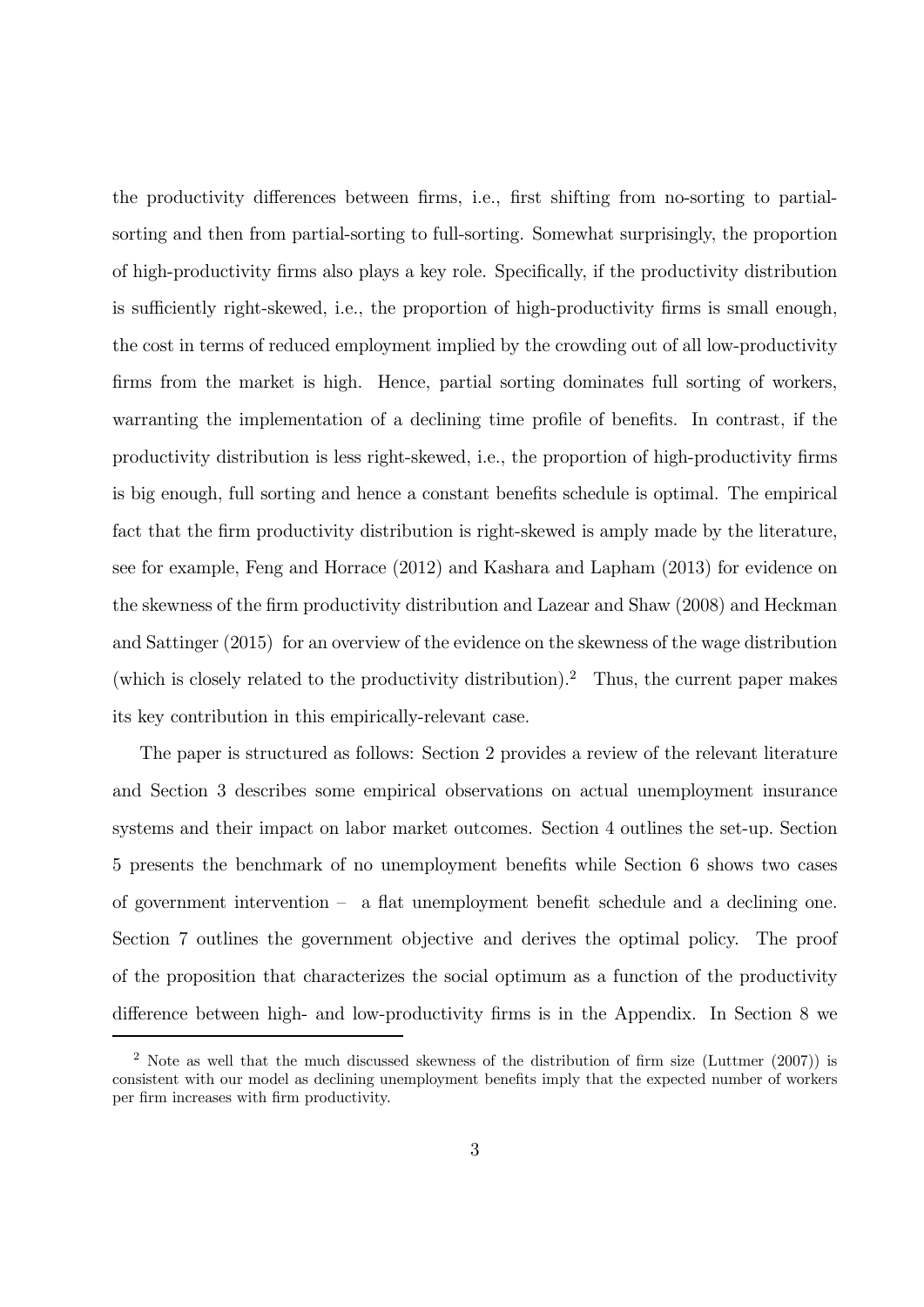the productivity differences between firms, i.e., first shifting from no-sorting to partial-sorting and then from partial-sorting to full-sorting. Somewhat surprisingly, the proportion of high-productivity firms also plays a key role. Specifically, if the productivity distribution is sufficiently right-skewed, i.e., the proportion of high-productivity firms is small enough, the cost in terms of reduced employment implied by the crowding out of all low-productivity firms from the market is high. Hence, partial sorting dominates full sorting of workers, warranting the implementation of a declining time profile of benefits. In contrast, if the productivity distribution is less right-skewed, i.e., the proportion of high-productivity firms is big enough, full sorting and hence a constant benefits schedule is optimal. The empirical fact that the firm productivity distribution is right-skewed is amply made by the literature, see for example, Feng and Horrace (2012) and Kashara and Lapham (2013) for evidence on the skewness of the firm productivity distribution and Lazear and Shaw (2008) and Heckman and Sattinger (2015) for an overview of the evidence on the skewness of the wage distribution (which is closely related to the productivity distribution).[2] Thus, the current paper makes its key contribution in this empirically-relevant case.

The paper is structured as follows: Section 2 provides a review of the relevant literature and Section 3 describes some empirical observations on actual unemployment insurance systems and their impact on labor market outcomes. Section 4 outlines the set-up. Section 5 presents the benchmark of no unemployment benefits while Section 6 shows two cases of government intervention – a flat unemployment benefit schedule and a declining one. Section 7 outlines the government objective and derives the optimal policy. The proof of the proposition that characterizes the social optimum as a function of the productivity difference between high- and low-productivity firms is in the Appendix. In Section 8 we

[2] Note as well that the much discussed skewness of the distribution of firm size (Luttmer (2007)) is consistent with our model as declining unemployment benefits imply that the expected number of workers per firm increases with firm productivity.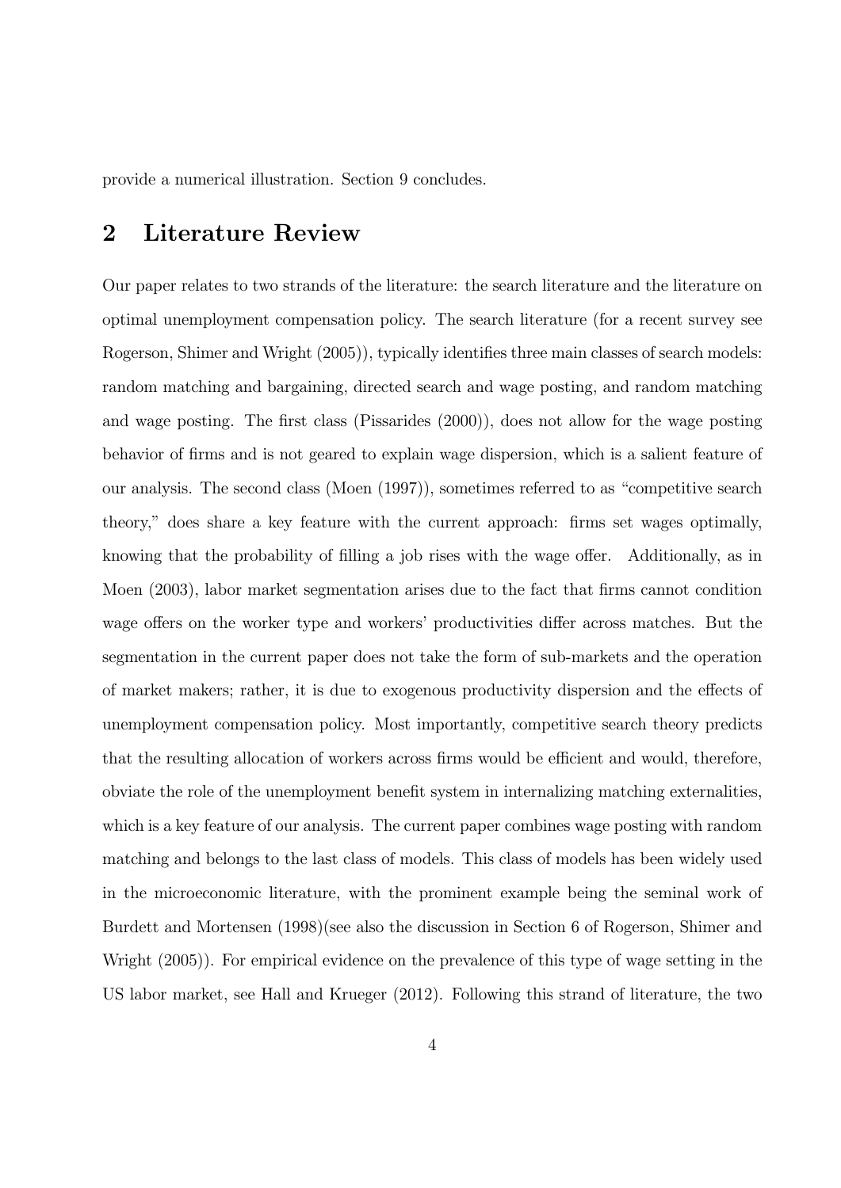provide a numerical illustration. Section 9 concludes.

## 2 Literature Review

Our paper relates to two strands of the literature: the search literature and the literature on optimal unemployment compensation policy. The search literature (for a recent survey see Rogerson, Shimer and Wright (2005)), typically identifies three main classes of search models: random matching and bargaining, directed search and wage posting, and random matching and wage posting. The first class (Pissarides (2000)), does not allow for the wage posting behavior of firms and is not geared to explain wage dispersion, which is a salient feature of our analysis. The second class (Moen (1997)), sometimes referred to as "competitive search theory," does share a key feature with the current approach: firms set wages optimally, knowing that the probability of filling a job rises with the wage offer. Additionally, as in Moen (2003), labor market segmentation arises due to the fact that firms cannot condition wage offers on the worker type and workers' productivities differ across matches. But the segmentation in the current paper does not take the form of sub-markets and the operation of market makers; rather, it is due to exogenous productivity dispersion and the effects of unemployment compensation policy. Most importantly, competitive search theory predicts that the resulting allocation of workers across firms would be efficient and would, therefore, obviate the role of the unemployment benefit system in internalizing matching externalities, which is a key feature of our analysis. The current paper combines wage posting with random matching and belongs to the last class of models. This class of models has been widely used in the microeconomic literature, with the prominent example being the seminal work of Burdett and Mortensen (1998)(see also the discussion in Section 6 of Rogerson, Shimer and Wright (2005)). For empirical evidence on the prevalence of this type of wage setting in the US labor market, see Hall and Krueger (2012). Following this strand of literature, the two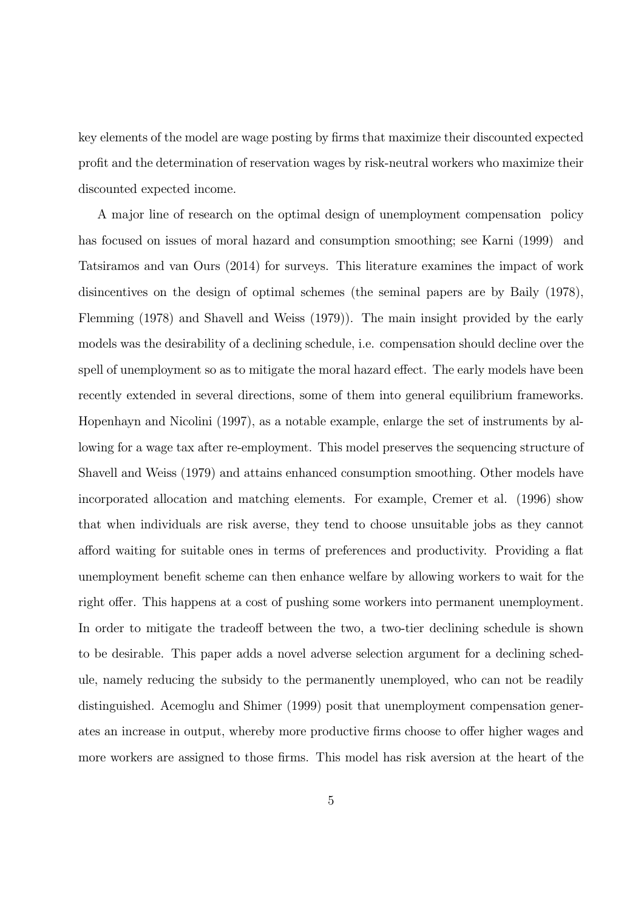key elements of the model are wage posting by firms that maximize their discounted expected profit and the determination of reservation wages by risk-neutral workers who maximize their discounted expected income.

A major line of research on the optimal design of unemployment compensation policy has focused on issues of moral hazard and consumption smoothing; see Karni (1999) and Tatsiramos and van Ours (2014) for surveys. This literature examines the impact of work disincentives on the design of optimal schemes (the seminal papers are by Baily (1978), Flemming (1978) and Shavell and Weiss (1979)). The main insight provided by the early models was the desirability of a declining schedule, i.e. compensation should decline over the spell of unemployment so as to mitigate the moral hazard effect. The early models have been recently extended in several directions, some of them into general equilibrium frameworks. Hopenhayn and Nicolini (1997), as a notable example, enlarge the set of instruments by allowing for a wage tax after re-employment. This model preserves the sequencing structure of Shavell and Weiss (1979) and attains enhanced consumption smoothing. Other models have incorporated allocation and matching elements. For example, Cremer et al. (1996) show that when individuals are risk averse, they tend to choose unsuitable jobs as they cannot afford waiting for suitable ones in terms of preferences and productivity. Providing a flat unemployment benefit scheme can then enhance welfare by allowing workers to wait for the right offer. This happens at a cost of pushing some workers into permanent unemployment. In order to mitigate the tradeoff between the two, a two-tier declining schedule is shown to be desirable. This paper adds a novel adverse selection argument for a declining schedule, namely reducing the subsidy to the permanently unemployed, who can not be readily distinguished. Acemoglu and Shimer (1999) posit that unemployment compensation generates an increase in output, whereby more productive firms choose to offer higher wages and more workers are assigned to those firms. This model has risk aversion at the heart of the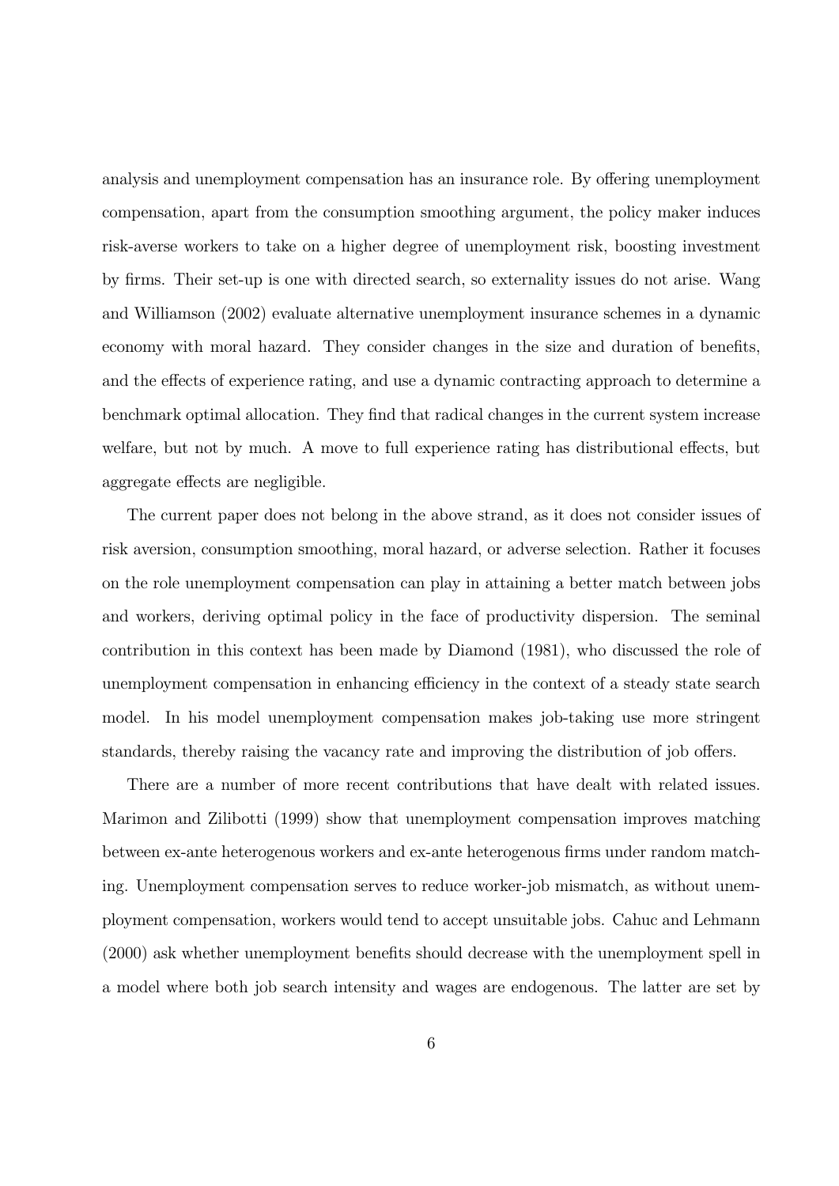analysis and unemployment compensation has an insurance role. By offering unemployment compensation, apart from the consumption smoothing argument, the policy maker induces risk-averse workers to take on a higher degree of unemployment risk, boosting investment by firms. Their set-up is one with directed search, so externality issues do not arise. Wang and Williamson (2002) evaluate alternative unemployment insurance schemes in a dynamic economy with moral hazard. They consider changes in the size and duration of benefits, and the effects of experience rating, and use a dynamic contracting approach to determine a benchmark optimal allocation. They find that radical changes in the current system increase welfare, but not by much. A move to full experience rating has distributional effects, but aggregate effects are negligible.

The current paper does not belong in the above strand, as it does not consider issues of risk aversion, consumption smoothing, moral hazard, or adverse selection. Rather it focuses on the role unemployment compensation can play in attaining a better match between jobs and workers, deriving optimal policy in the face of productivity dispersion. The seminal contribution in this context has been made by Diamond (1981), who discussed the role of unemployment compensation in enhancing efficiency in the context of a steady state search model. In his model unemployment compensation makes job-taking use more stringent standards, thereby raising the vacancy rate and improving the distribution of job offers.

There are a number of more recent contributions that have dealt with related issues. Marimon and Zilibotti (1999) show that unemployment compensation improves matching between ex-ante heterogenous workers and ex-ante heterogenous firms under random matching. Unemployment compensation serves to reduce worker-job mismatch, as without unemployment compensation, workers would tend to accept unsuitable jobs. Cahuc and Lehmann (2000) ask whether unemployment benefits should decrease with the unemployment spell in a model where both job search intensity and wages are endogenous. The latter are set by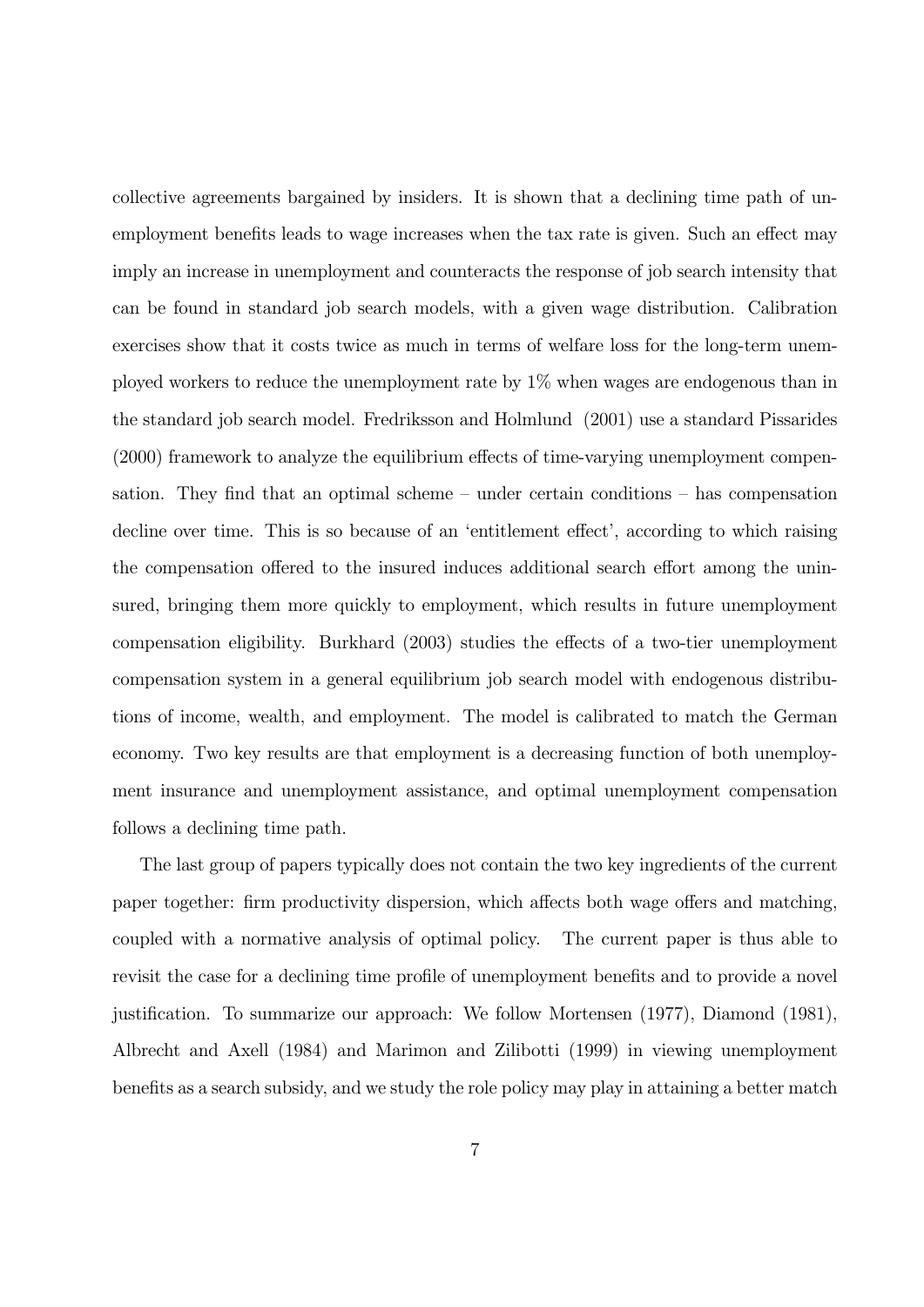collective agreements bargained by insiders. It is shown that a declining time path of unemployment benefits leads to wage increases when the tax rate is given. Such an effect may imply an increase in unemployment and counteracts the response of job search intensity that can be found in standard job search models, with a given wage distribution. Calibration exercises show that it costs twice as much in terms of welfare loss for the long-term unemployed workers to reduce the unemployment rate by 1% when wages are endogenous than in the standard job search model. Fredriksson and Holmlund (2001) use a standard Pissarides (2000) framework to analyze the equilibrium effects of time-varying unemployment compensation. They find that an optimal scheme – under certain conditions – has compensation decline over time. This is so because of an 'entitlement effect', according to which raising the compensation offered to the insured induces additional search effort among the uninsured, bringing them more quickly to employment, which results in future unemployment compensation eligibility. Burkhard (2003) studies the effects of a two-tier unemployment compensation system in a general equilibrium job search model with endogenous distributions of income, wealth, and employment. The model is calibrated to match the German economy. Two key results are that employment is a decreasing function of both unemployment insurance and unemployment assistance, and optimal unemployment compensation follows a declining time path.

The last group of papers typically does not contain the two key ingredients of the current paper together: firm productivity dispersion, which affects both wage offers and matching, coupled with a normative analysis of optimal policy. The current paper is thus able to revisit the case for a declining time profile of unemployment benefits and to provide a novel justification. To summarize our approach: We follow Mortensen (1977), Diamond (1981), Albrecht and Axell (1984) and Marimon and Zilibotti (1999) in viewing unemployment benefits as a search subsidy, and we study the role policy may play in attaining a better match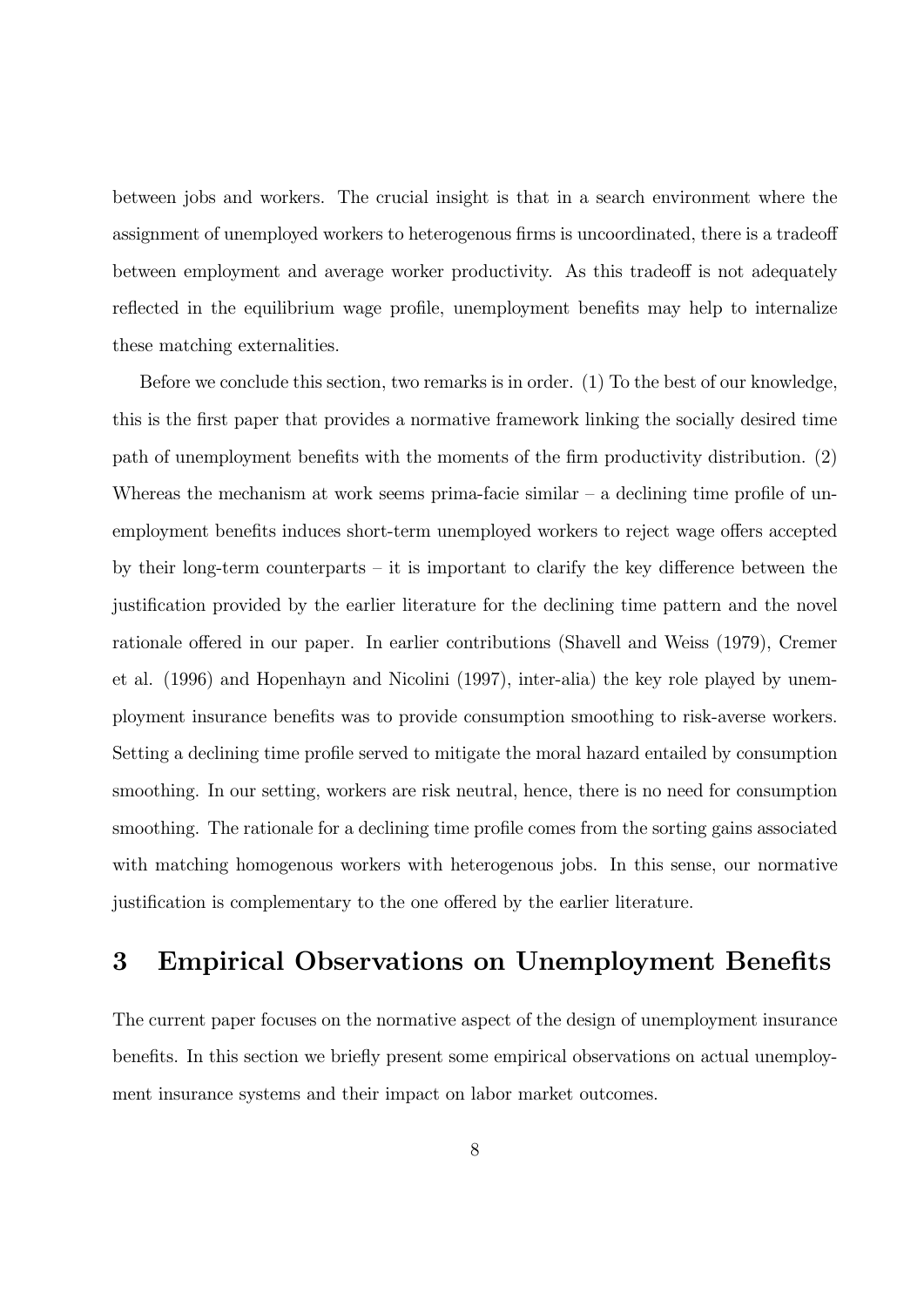between jobs and workers. The crucial insight is that in a search environment where the assignment of unemployed workers to heterogenous firms is uncoordinated, there is a tradeoff between employment and average worker productivity. As this tradeoff is not adequately reflected in the equilibrium wage profile, unemployment benefits may help to internalize these matching externalities.

Before we conclude this section, two remarks is in order. (1) To the best of our knowledge, this is the first paper that provides a normative framework linking the socially desired time path of unemployment benefits with the moments of the firm productivity distribution. (2) Whereas the mechanism at work seems prima-facie similar – a declining time profile of unemployment benefits induces short-term unemployed workers to reject wage offers accepted by their long-term counterparts – it is important to clarify the key difference between the justification provided by the earlier literature for the declining time pattern and the novel rationale offered in our paper. In earlier contributions (Shavell and Weiss (1979), Cremer et al. (1996) and Hopenhayn and Nicolini (1997), inter-alia) the key role played by unemployment insurance benefits was to provide consumption smoothing to risk-averse workers. Setting a declining time profile served to mitigate the moral hazard entailed by consumption smoothing. In our setting, workers are risk neutral, hence, there is no need for consumption smoothing. The rationale for a declining time profile comes from the sorting gains associated with matching homogenous workers with heterogenous jobs. In this sense, our normative justification is complementary to the one offered by the earlier literature.

# 3 Empirical Observations on Unemployment Benefits

The current paper focuses on the normative aspect of the design of unemployment insurance benefits. In this section we briefly present some empirical observations on actual unemployment insurance systems and their impact on labor market outcomes.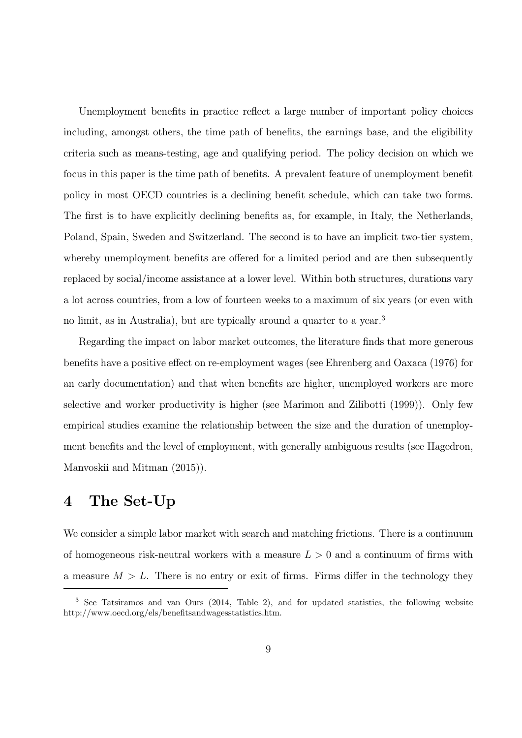Unemployment benefits in practice reflect a large number of important policy choices including, amongst others, the time path of benefits, the earnings base, and the eligibility criteria such as means-testing, age and qualifying period. The policy decision on which we focus in this paper is the time path of benefits. A prevalent feature of unemployment benefit policy in most OECD countries is a declining benefit schedule, which can take two forms. The first is to have explicitly declining benefits as, for example, in Italy, the Netherlands, Poland, Spain, Sweden and Switzerland. The second is to have an implicit two-tier system, whereby unemployment benefits are offered for a limited period and are then subsequently replaced by social/income assistance at a lower level. Within both structures, durations vary a lot across countries, from a low of fourteen weeks to a maximum of six years (or even with no limit, as in Australia), but are typically around a quarter to a year.[3]

Regarding the impact on labor market outcomes, the literature finds that more generous benefits have a positive effect on re-employment wages (see Ehrenberg and Oaxaca (1976) for an early documentation) and that when benefits are higher, unemployed workers are more selective and worker productivity is higher (see Marimon and Zilibotti (1999)). Only few empirical studies examine the relationship between the size and the duration of unemployment benefits and the level of employment, with generally ambiguous results (see Hagedron, Manvoskii and Mitman (2015)).

# 4 The Set-Up

We consider a simple labor market with search and matching frictions. There is a continuum of homogeneous risk-neutral workers with a measure $L > 0$ and a continuum of firms with a measure $M > L$. There is no entry or exit of firms. Firms differ in the technology they

[3] See Tatsiramos and van Ours (2014, Table 2), and for updated statistics, the following website http://www.oecd.org/els/benefitsandwagesstatistics.htm.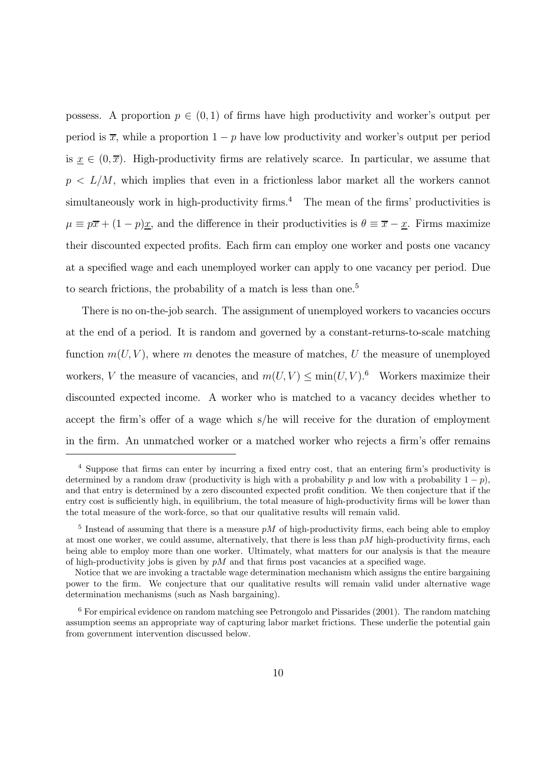possess. A proportion $p \in (0,1)$ of firms have high productivity and worker's output per period is $\overline{x}$, while a proportion $1-p$ have low productivity and worker's output per period is $\underline{x} \in (0, \overline{x})$. High-productivity firms are relatively scarce. In particular, we assume that $p < L/M$, which implies that even in a frictionless labor market all the workers cannot simultaneously work in high-productivity firms.[4] The mean of the firms' productivities is $\mu \equiv p\overline{x} + (1-p)\underline{x}$, and the difference in their productivities is $\theta \equiv \overline{x} - \underline{x}$. Firms maximize their discounted expected profits. Each firm can employ one worker and posts one vacancy at a specified wage and each unemployed worker can apply to one vacancy per period. Due to search frictions, the probability of a match is less than one.[5]

There is no on-the-job search. The assignment of unemployed workers to vacancies occurs at the end of a period. It is random and governed by a constant-returns-to-scale matching function $m(U, V)$, where $m$ denotes the measure of matches, $U$ the measure of unemployed workers, $V$ the measure of vacancies, and $m(U, V) \leq \min(U, V)$.[6] Workers maximize their discounted expected income. A worker who is matched to a vacancy decides whether to accept the firm's offer of a wage which s/he will receive for the duration of employment in the firm. An unmatched worker or a matched worker who rejects a firm's offer remains

---

[4] Suppose that firms can enter by incurring a fixed entry cost, that an entering firm's productivity is determined by a random draw (productivity is high with a probability $p$ and low with a probability $1-p$), and that entry is determined by a zero discounted expected profit condition. We then conjecture that if the entry cost is sufficiently high, in equilibrium, the total measure of high-productivity firms will be lower than the total measure of the work-force, so that our qualitative results will remain valid.

[5] Instead of assuming that there is a measure $pM$ of high-productivity firms, each being able to employ at most one worker, we could assume, alternatively, that there is less than $pM$ high-productivity firms, each being able to employ more than one worker. Ultimately, what matters for our analysis is that the meaure of high-productivity jobs is given by $pM$ and that firms post vacancies at a specified wage.

Notice that we are invoking a tractable wage determination mechanism which assigns the entire bargaining power to the firm. We conjecture that our qualitative results will remain valid under alternative wage determination mechanisms (such as Nash bargaining).

[6] For empirical evidence on random matching see Petrongolo and Pissarides (2001). The random matching assumption seems an appropriate way of capturing labor market frictions. These underlie the potential gain from government intervention discussed below.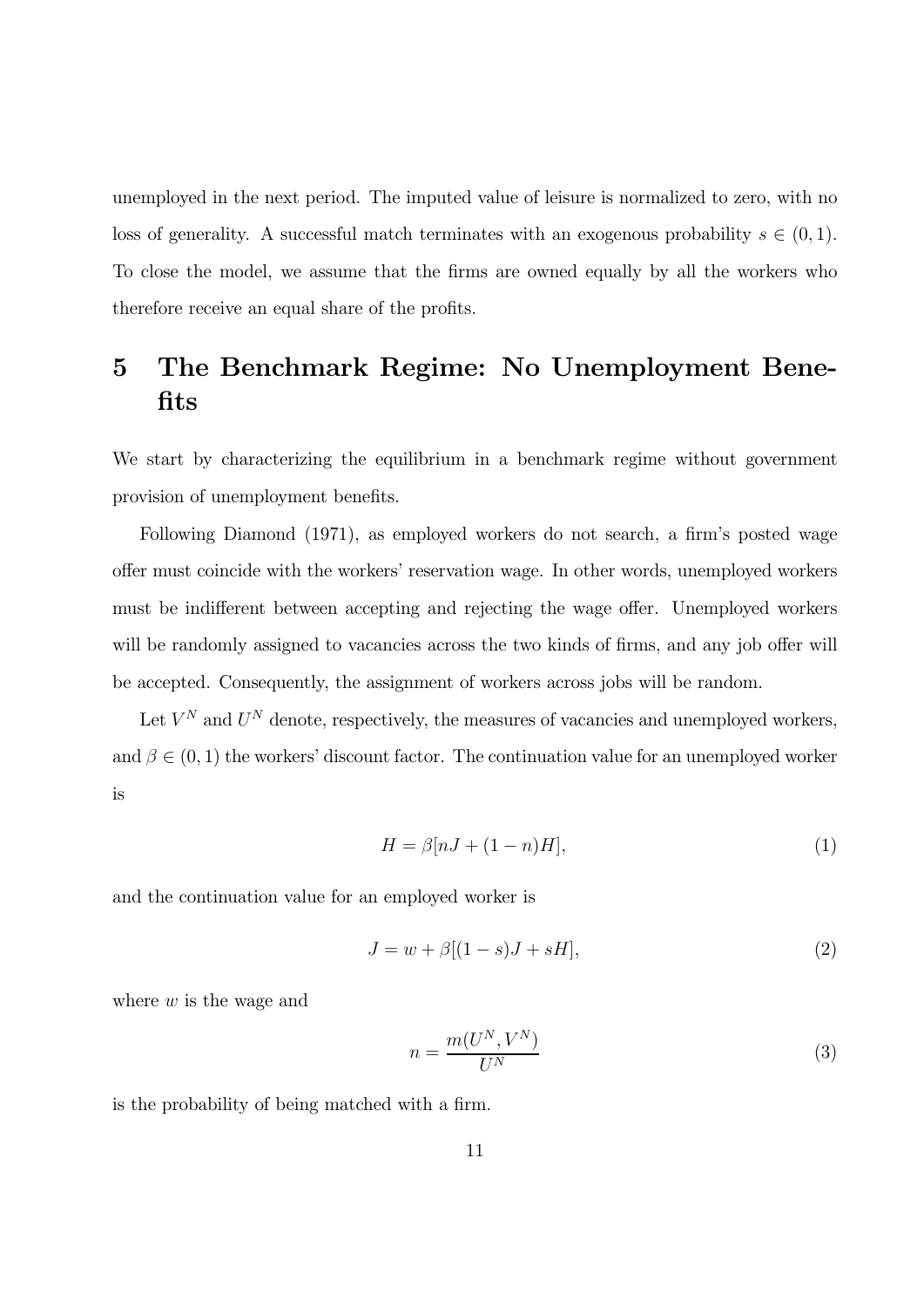unemployed in the next period. The imputed value of leisure is normalized to zero, with no loss of generality. A successful match terminates with an exogenous probability $s \in (0, 1)$. To close the model, we assume that the firms are owned equally by all the workers who therefore receive an equal share of the profits.

# 5 The Benchmark Regime: No Unemployment Benefits

We start by characterizing the equilibrium in a benchmark regime without government provision of unemployment benefits.

Following Diamond (1971), as employed workers do not search, a firm's posted wage offer must coincide with the workers' reservation wage. In other words, unemployed workers must be indifferent between accepting and rejecting the wage offer. Unemployed workers will be randomly assigned to vacancies across the two kinds of firms, and any job offer will be accepted. Consequently, the assignment of workers across jobs will be random.

Let $V^N$ and $U^N$ denote, respectively, the measures of vacancies and unemployed workers, and $\beta \in (0, 1)$ the workers' discount factor. The continuation value for an unemployed worker is

$$H = \beta[nJ + (1 - n)H], \tag{1}$$

and the continuation value for an employed worker is

$$J = w + \beta[(1 - s)J + sH], \tag{2}$$

where $w$ is the wage and

$$n = \frac{m(U^N, V^N)}{U^N} \tag{3}$$

is the probability of being matched with a firm.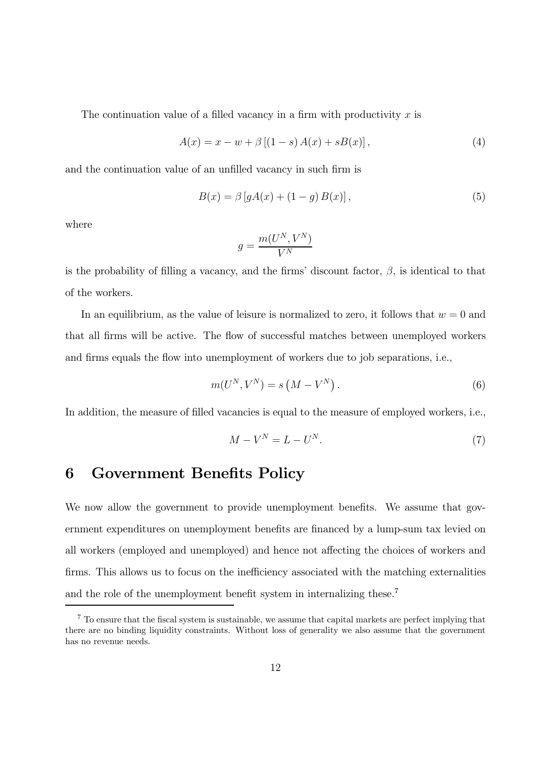The continuation value of a filled vacancy in a firm with productivity $x$ is

$$A(x) = x - w + \beta \left[ (1 - s) A(x) + s B(x) \right], \tag{4}$$

and the continuation value of an unfilled vacancy in such firm is

$$B(x) = \beta \left[ g A(x) + (1 - g) B(x) \right], \tag{5}$$

where

$$g = \frac{m(U^N, V^N)}{V^N}$$

is the probability of filling a vacancy, and the firms' discount factor, $\beta$, is identical to that of the workers.

In an equilibrium, as the value of leisure is normalized to zero, it follows that $w = 0$ and that all firms will be active. The flow of successful matches between unemployed workers and firms equals the flow into unemployment of workers due to job separations, i.e.,

$$m(U^N, V^N) = s \left( M - V^N \right). \tag{6}$$

In addition, the measure of filled vacancies is equal to the measure of employed workers, i.e.,

$$M - V^N = L - U^N. \tag{7}$$

# 6 Government Benefits Policy

We now allow the government to provide unemployment benefits. We assume that government expenditures on unemployment benefits are financed by a lump-sum tax levied on all workers (employed and unemployed) and hence not affecting the choices of workers and firms. This allows us to focus on the inefficiency associated with the matching externalities and the role of the unemployment benefit system in internalizing these.[7]

[7] To ensure that the fiscal system is sustainable, we assume that capital markets are perfect implying that there are no binding liquidity constraints. Without loss of generality we also assume that the government has no revenue needs.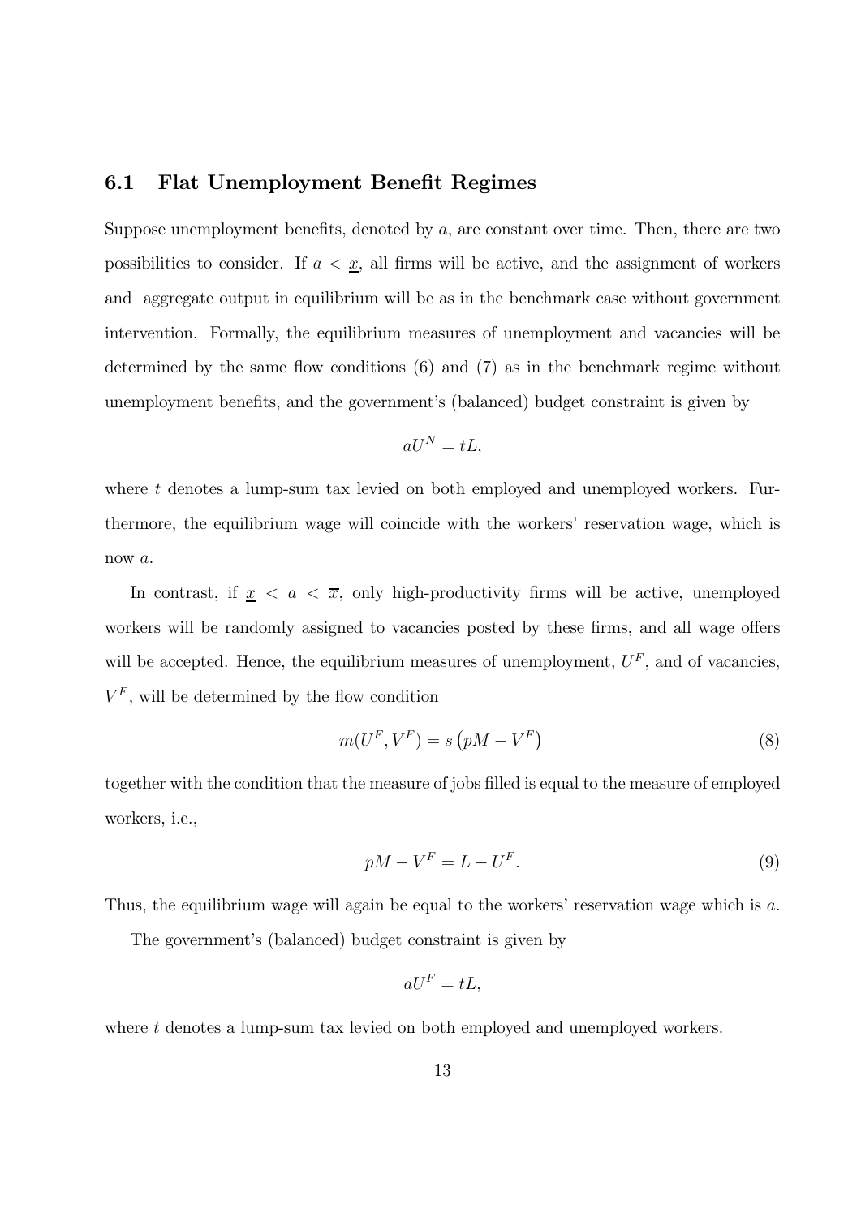### 6.1 Flat Unemployment Benefit Regimes

Suppose unemployment benefits, denoted by $a$, are constant over time. Then, there are two possibilities to consider. If $a < \underline{x}$, all firms will be active, and the assignment of workers and aggregate output in equilibrium will be as in the benchmark case without government intervention. Formally, the equilibrium measures of unemployment and vacancies will be determined by the same flow conditions (6) and (7) as in the benchmark regime without unemployment benefits, and the government's (balanced) budget constraint is given by

$$aU^N = tL,$$

where $t$ denotes a lump-sum tax levied on both employed and unemployed workers. Furthermore, the equilibrium wage will coincide with the workers' reservation wage, which is now $a$.

In contrast, if $\underline{x} < a < \overline{x}$, only high-productivity firms will be active, unemployed workers will be randomly assigned to vacancies posted by these firms, and all wage offers will be accepted. Hence, the equilibrium measures of unemployment, $U^F$, and of vacancies, $V^F$, will be determined by the flow condition

$$m(U^F, V^F) = s\left(pM - V^F\right) \tag{8}$$

together with the condition that the measure of jobs filled is equal to the measure of employed workers, i.e.,

$$pM - V^F = L - U^F. \tag{9}$$

Thus, the equilibrium wage will again be equal to the workers' reservation wage which is $a$.

The government's (balanced) budget constraint is given by

$$aU^F = tL,$$

where $t$ denotes a lump-sum tax levied on both employed and unemployed workers.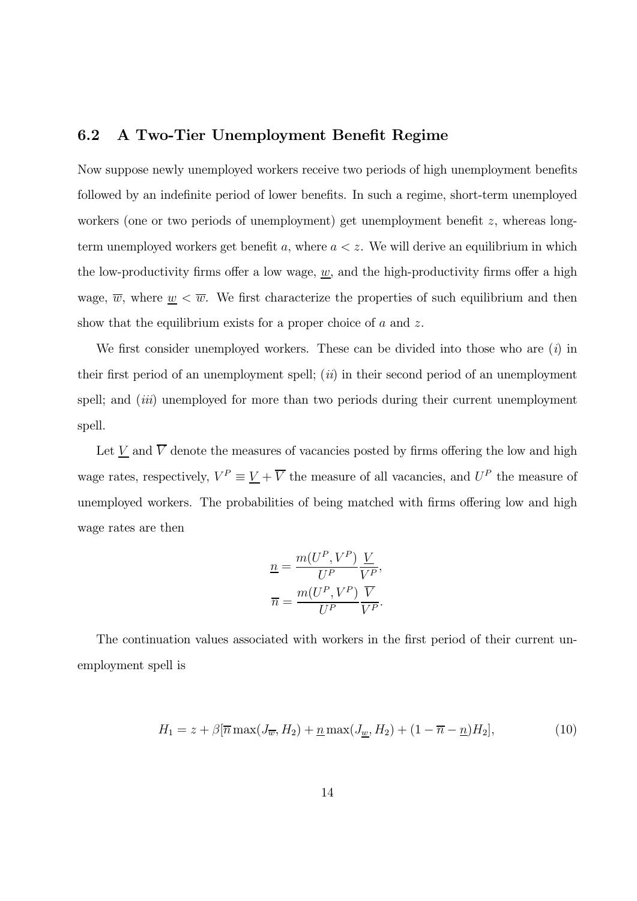## 6.2 A Two-Tier Unemployment Benefit Regime

Now suppose newly unemployed workers receive two periods of high unemployment benefits followed by an indefinite period of lower benefits. In such a regime, short-term unemployed workers (one or two periods of unemployment) get unemployment benefit $z$, whereas long-term unemployed workers get benefit $a$, where $a < z$. We will derive an equilibrium in which the low-productivity firms offer a low wage, $\underline{w}$, and the high-productivity firms offer a high wage, $\overline{w}$, where $\underline{w} < \overline{w}$. We first characterize the properties of such equilibrium and then show that the equilibrium exists for a proper choice of $a$ and $z$.

We first consider unemployed workers. These can be divided into those who are $(i)$ in their first period of an unemployment spell; $(ii)$ in their second period of an unemployment spell; and $(iii)$ unemployed for more than two periods during their current unemployment spell.

Let $\underline{V}$ and $\overline{V}$ denote the measures of vacancies posted by firms offering the low and high wage rates, respectively, $V^P \equiv \underline{V} + \overline{V}$ the measure of all vacancies, and $U^P$ the measure of unemployed workers. The probabilities of being matched with firms offering low and high wage rates are then

$$\underline{n} = \frac{m(U^P, V^P)}{U^P} \frac{\underline{V}}{V^P},$$
$$\overline{n} = \frac{m(U^P, V^P)}{U^P} \frac{\overline{V}}{V^P}.$$

The continuation values associated with workers in the first period of their current unemployment spell is

$$H_1 = z + \beta[\overline{n} \max(J_{\overline{w}}, H_2) + \underline{n} \max(J_{\underline{w}}, H_2) + (1 - \overline{n} - \underline{n})H_2], \tag{10}$$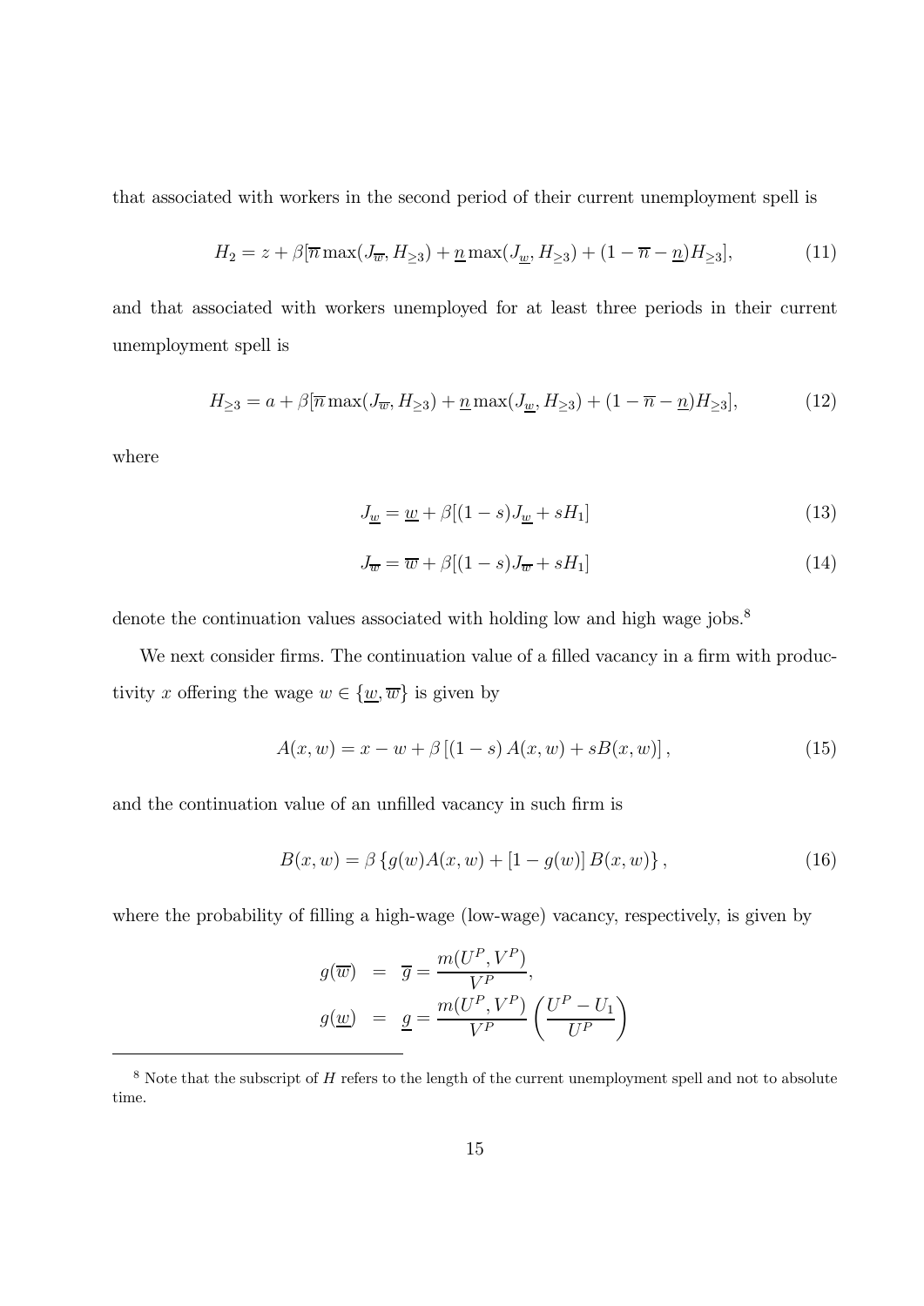that associated with workers in the second period of their current unemployment spell is

$$H_2 = z + \beta[\overline{n}\max(J_{\overline{w}}, H_{\geq 3}) + \underline{n}\max(J_{\underline{w}}, H_{\geq 3}) + (1 - \overline{n} - \underline{n})H_{\geq 3}], \tag{11}$$

and that associated with workers unemployed for at least three periods in their current unemployment spell is

$$H_{\geq 3} = a + \beta[\overline{n}\max(J_{\overline{w}}, H_{\geq 3}) + \underline{n}\max(J_{\underline{w}}, H_{\geq 3}) + (1 - \overline{n} - \underline{n})H_{\geq 3}], \tag{12}$$

where

$$J_{\underline{w}} = \underline{w} + \beta[(1 - s)J_{\underline{w}} + sH_1] \tag{13}$$

$$J_{\overline{w}} = \overline{w} + \beta[(1 - s)J_{\overline{w}} + sH_1] \tag{14}$$

denote the continuation values associated with holding low and high wage jobs.[8]

We next consider firms. The continuation value of a filled vacancy in a firm with productivity $x$ offering the wage $w \in \{\underline{w}, \overline{w}\}$ is given by

$$A(x, w) = x - w + \beta\left[(1 - s)A(x, w) + sB(x, w)\right], \tag{15}$$

and the continuation value of an unfilled vacancy in such firm is

$$B(x, w) = \beta\left\{g(w)A(x, w) + [1 - g(w)]B(x, w)\right\}, \tag{16}$$

where the probability of filling a high-wage (low-wage) vacancy, respectively, is given by

$$\begin{aligned} g(\overline{w}) &= \overline{g} = \frac{m(U^P, V^P)}{V^P}, \\ g(\underline{w}) &= \underline{g} = \frac{m(U^P, V^P)}{V^P}\left(\frac{U^P - U_1}{U^P}\right) \end{aligned}$$

---

[8] Note that the subscript of $H$ refers to the length of the current unemployment spell and not to absolute time.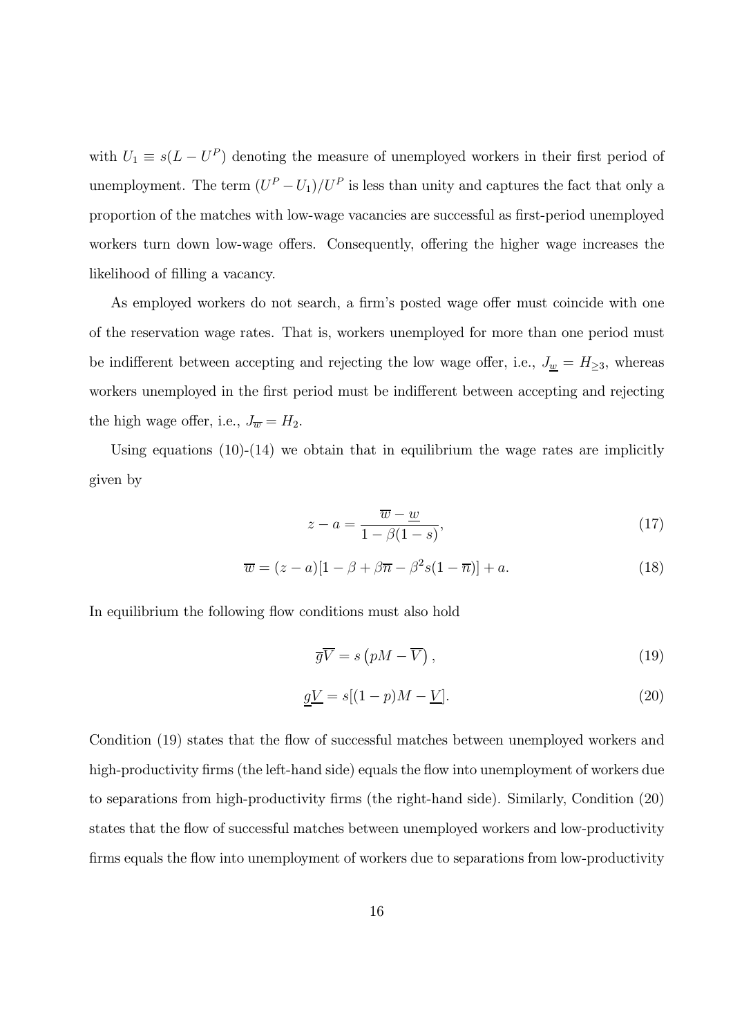with $U_1 \equiv s(L - U^P)$ denoting the measure of unemployed workers in their first period of unemployment. The term $(U^P - U_1)/U^P$ is less than unity and captures the fact that only a proportion of the matches with low-wage vacancies are successful as first-period unemployed workers turn down low-wage offers. Consequently, offering the higher wage increases the likelihood of filling a vacancy.

As employed workers do not search, a firm's posted wage offer must coincide with one of the reservation wage rates. That is, workers unemployed for more than one period must be indifferent between accepting and rejecting the low wage offer, i.e., $J_{\underline{w}} = H_{\geq 3}$, whereas workers unemployed in the first period must be indifferent between accepting and rejecting the high wage offer, i.e., $J_{\overline{w}} = H_2$.

Using equations (10)-(14) we obtain that in equilibrium the wage rates are implicitly given by

$$z - a = \frac{\overline{w} - \underline{w}}{1 - \beta(1 - s)}, \tag{17}$$

$$\overline{w} = (z - a)[1 - \beta + \beta\overline{\pi} - \beta^2 s(1 - \overline{\pi})] + a. \tag{18}$$

In equilibrium the following flow conditions must also hold

$$\overline{g}\overline{V} = s\left(pM - \overline{V}\right), \tag{19}$$

$$\underline{g}\underline{V} = s[(1 - p)M - \underline{V}]. \tag{20}$$

Condition (19) states that the flow of successful matches between unemployed workers and high-productivity firms (the left-hand side) equals the flow into unemployment of workers due to separations from high-productivity firms (the right-hand side). Similarly, Condition (20) states that the flow of successful matches between unemployed workers and low-productivity firms equals the flow into unemployment of workers due to separations from low-productivity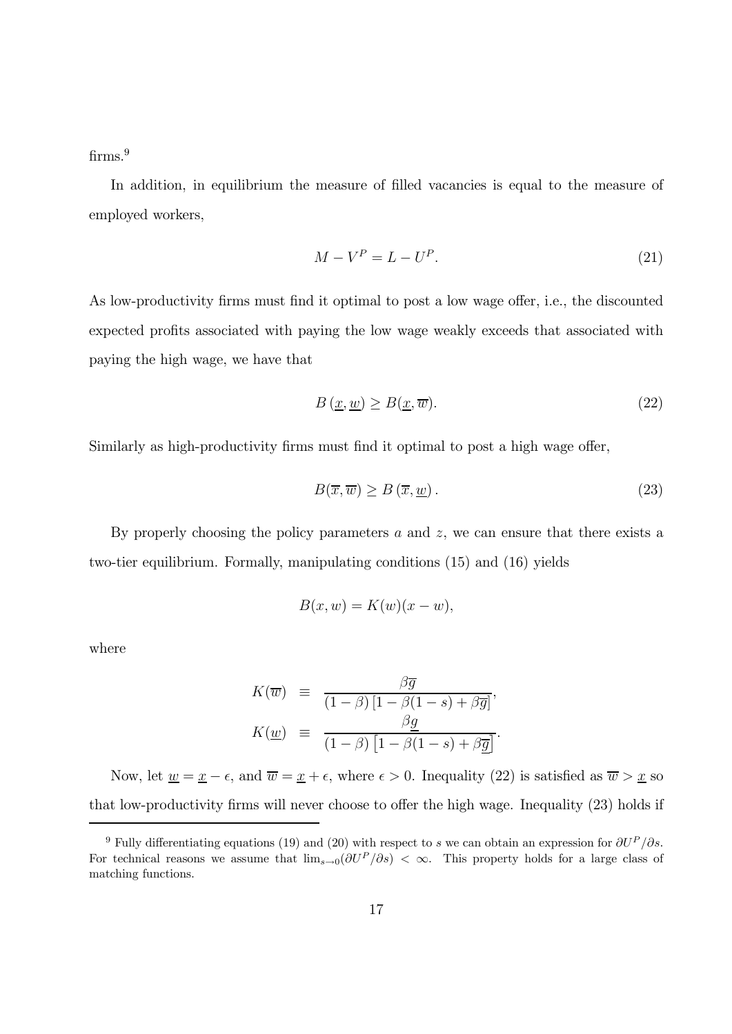firms.[9]

In addition, in equilibrium the measure of filled vacancies is equal to the measure of employed workers,

$$M - V^P = L - U^P. \tag{21}$$

As low-productivity firms must find it optimal to post a low wage offer, i.e., the discounted expected profits associated with paying the low wage weakly exceeds that associated with paying the high wage, we have that

$$B(\underline{x}, \underline{w}) \geq B(\underline{x}, \overline{w}). \tag{22}$$

Similarly as high-productivity firms must find it optimal to post a high wage offer,

$$B(\overline{x}, \overline{w}) \geq B(\overline{x}, \underline{w}). \tag{23}$$

By properly choosing the policy parameters $a$ and $z$, we can ensure that there exists a two-tier equilibrium. Formally, manipulating conditions (15) and (16) yields

$$B(x, w) = K(w)(x - w),$$

where

$$K(\overline{w}) \equiv \frac{\beta \overline{g}}{(1-\beta)\left[1 - \beta(1-s) + \beta \overline{g}\right]},$$
$$K(\underline{w}) \equiv \frac{\beta \underline{g}}{(1-\beta)\left[1 - \beta(1-s) + \beta \overline{g}\right]}.$$

Now, let $\underline{w} = \underline{x} - \epsilon$, and $\overline{w} = \underline{x} + \epsilon$, where $\epsilon > 0$. Inequality (22) is satisfied as $\overline{w} > \underline{x}$ so that low-productivity firms will never choose to offer the high wage. Inequality (23) holds if

[9] Fully differentiating equations (19) and (20) with respect to $s$ we can obtain an expression for $\partial U^P / \partial s$. For technical reasons we assume that $\lim_{s \to 0}(\partial U^P / \partial s) < \infty$. This property holds for a large class of matching functions.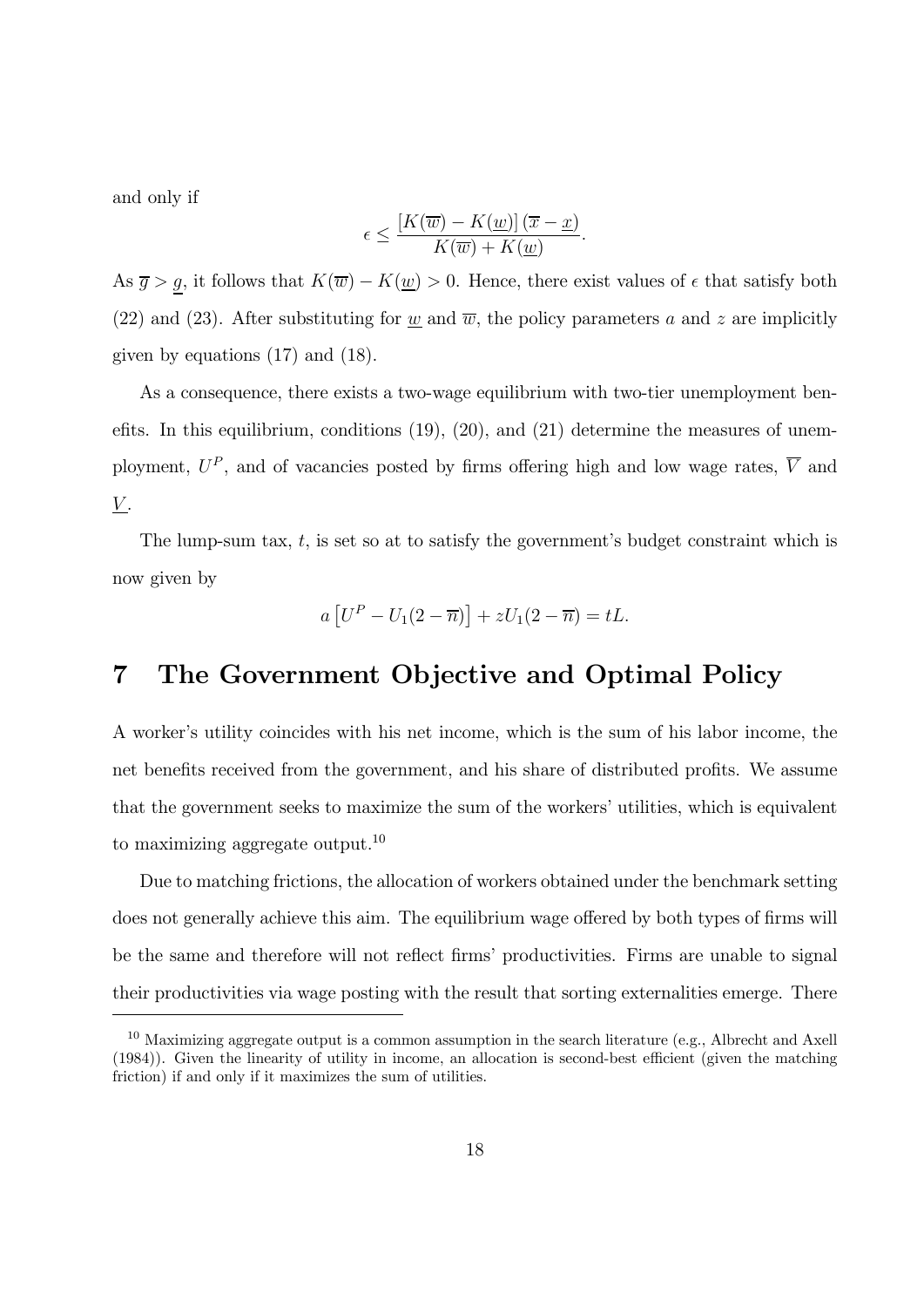and only if

$$\epsilon \leq \frac{[K(\overline{w}) - K(\underline{w})]\,(\overline{x} - \underline{x})}{K(\overline{w}) + K(\underline{w})}.$$

As $\overline{g} > \underline{g}$, it follows that $K(\overline{w}) - K(\underline{w}) > 0$. Hence, there exist values of $\epsilon$ that satisfy both (22) and (23). After substituting for $\underline{w}$ and $\overline{w}$, the policy parameters $a$ and $z$ are implicitly given by equations (17) and (18).

As a consequence, there exists a two-wage equilibrium with two-tier unemployment benefits. In this equilibrium, conditions (19), (20), and (21) determine the measures of unemployment, $U^P$, and of vacancies posted by firms offering high and low wage rates, $\overline{V}$ and $\underline{V}$.

The lump-sum tax, $t$, is set so at to satisfy the government's budget constraint which is now given by

$$a\left[U^P - U_1(2 - \overline{n})\right] + zU_1(2 - \overline{n}) = tL.$$

# 7 The Government Objective and Optimal Policy

A worker's utility coincides with his net income, which is the sum of his labor income, the net benefits received from the government, and his share of distributed profits. We assume that the government seeks to maximize the sum of the workers' utilities, which is equivalent to maximizing aggregate output.[10]

Due to matching frictions, the allocation of workers obtained under the benchmark setting does not generally achieve this aim. The equilibrium wage offered by both types of firms will be the same and therefore will not reflect firms' productivities. Firms are unable to signal their productivities via wage posting with the result that sorting externalities emerge. There

[10] Maximizing aggregate output is a common assumption in the search literature (e.g., Albrecht and Axell (1984)). Given the linearity of utility in income, an allocation is second-best efficient (given the matching friction) if and only if it maximizes the sum of utilities.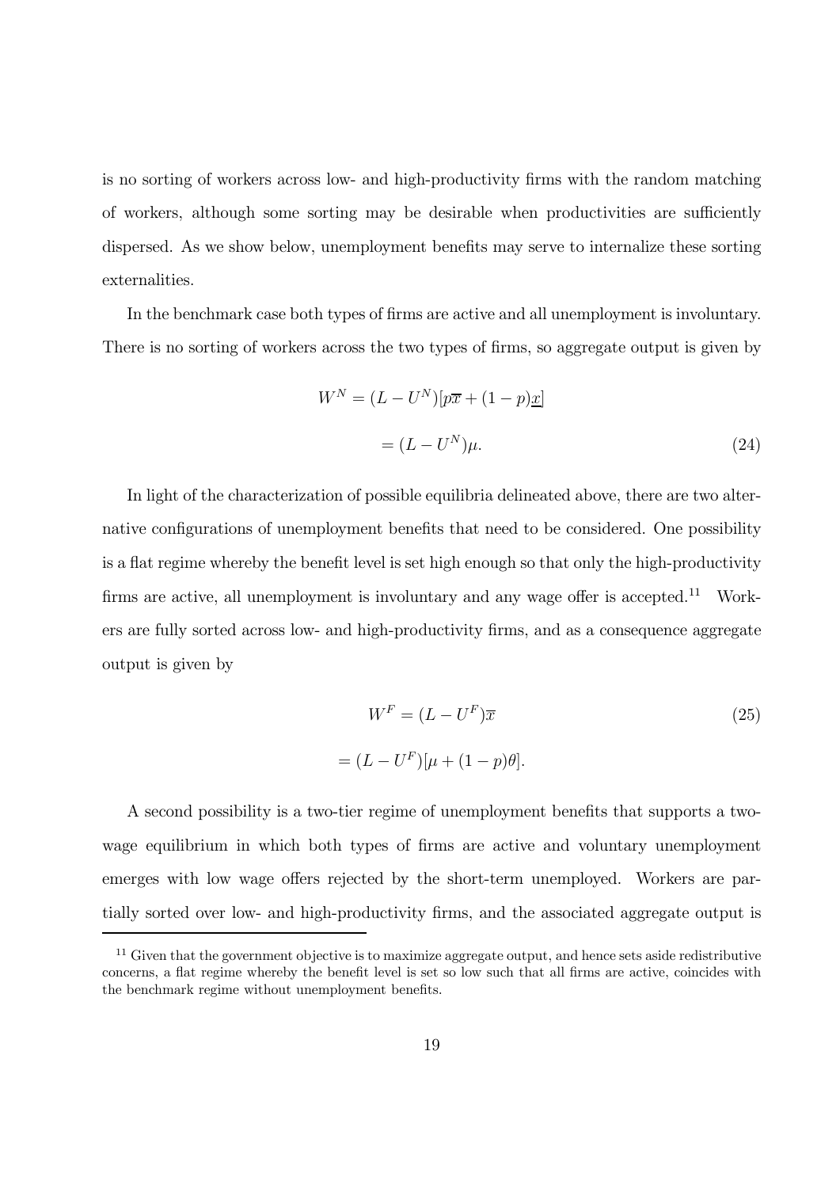is no sorting of workers across low- and high-productivity firms with the random matching of workers, although some sorting may be desirable when productivities are sufficiently dispersed. As we show below, unemployment benefits may serve to internalize these sorting externalities.

In the benchmark case both types of firms are active and all unemployment is involuntary. There is no sorting of workers across the two types of firms, so aggregate output is given by

$$\begin{aligned} W^N &= (L - U^N)[p\overline{x} + (1-p)\underline{x}] \\ &= (L - U^N)\mu. \end{aligned} \tag{24}$$

In light of the characterization of possible equilibria delineated above, there are two alternative configurations of unemployment benefits that need to be considered. One possibility is a flat regime whereby the benefit level is set high enough so that only the high-productivity firms are active, all unemployment is involuntary and any wage offer is accepted.[11] Workers are fully sorted across low- and high-productivity firms, and as a consequence aggregate output is given by

$$\begin{aligned} W^F &= (L - U^F)\overline{x} \\ &= (L - U^F)[\mu + (1-p)\theta]. \end{aligned} \tag{25}$$

A second possibility is a two-tier regime of unemployment benefits that supports a two-wage equilibrium in which both types of firms are active and voluntary unemployment emerges with low wage offers rejected by the short-term unemployed. Workers are partially sorted over low- and high-productivity firms, and the associated aggregate output is

[11] Given that the government objective is to maximize aggregate output, and hence sets aside redistributive concerns, a flat regime whereby the benefit level is set so low such that all firms are active, coincides with the benchmark regime without unemployment benefits.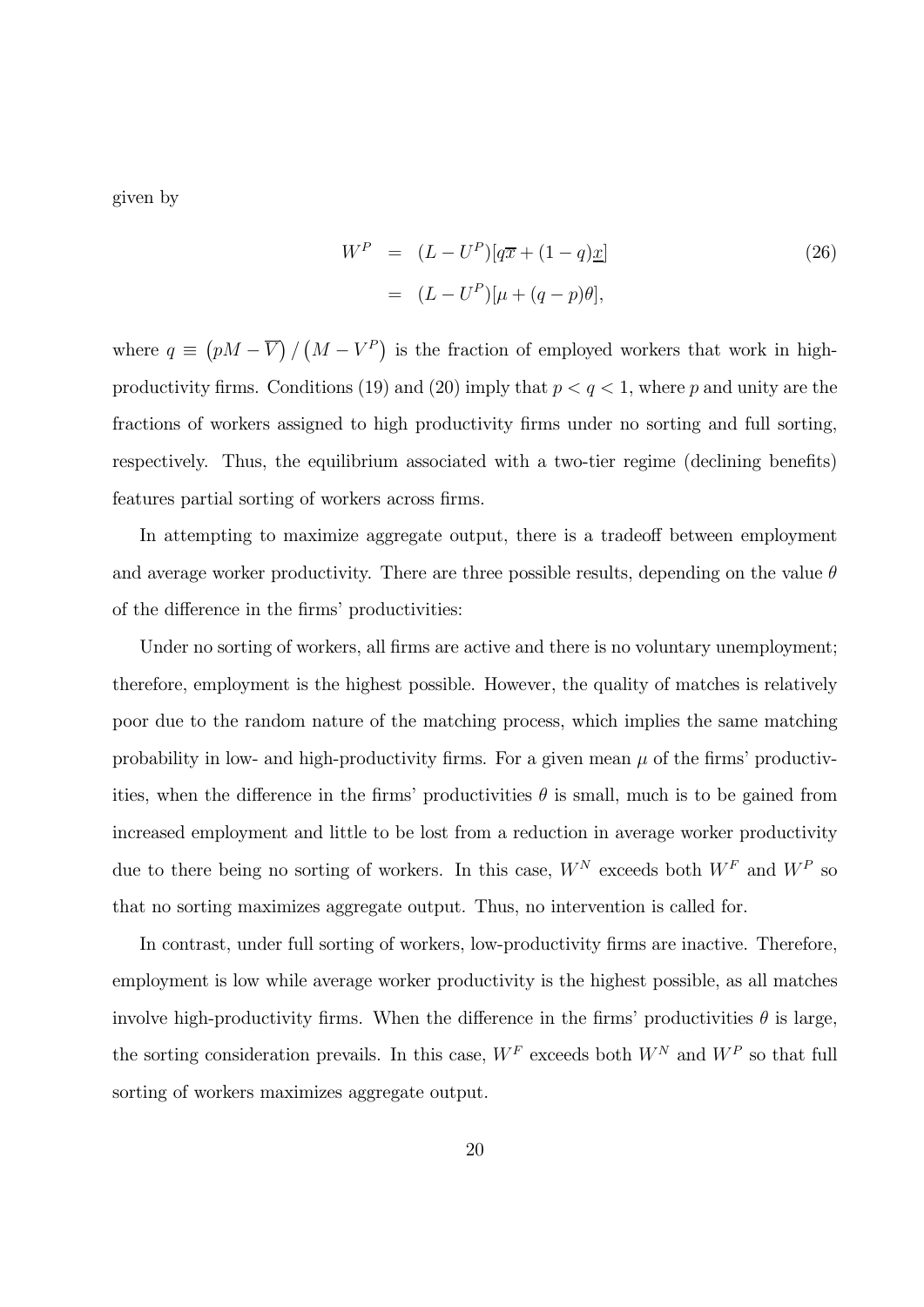given by

$$
\begin{aligned}
W^P &= (L - U^P)[q\overline{x} + (1-q)\underline{x}] \\
&= (L - U^P)[\mu + (q-p)\theta],
\end{aligned}
\tag{26}
$$

where $q \equiv \left(pM - \overline{V}\right) / \left(M - V^P\right)$ is the fraction of employed workers that work in high-productivity firms. Conditions (19) and (20) imply that $p < q < 1$, where $p$ and unity are the fractions of workers assigned to high productivity firms under no sorting and full sorting, respectively. Thus, the equilibrium associated with a two-tier regime (declining benefits) features partial sorting of workers across firms.

In attempting to maximize aggregate output, there is a tradeoff between employment and average worker productivity. There are three possible results, depending on the value $\theta$ of the difference in the firms' productivities:

Under no sorting of workers, all firms are active and there is no voluntary unemployment; therefore, employment is the highest possible. However, the quality of matches is relatively poor due to the random nature of the matching process, which implies the same matching probability in low- and high-productivity firms. For a given mean $\mu$ of the firms' productivities, when the difference in the firms' productivities $\theta$ is small, much is to be gained from increased employment and little to be lost from a reduction in average worker productivity due to there being no sorting of workers. In this case, $W^N$ exceeds both $W^F$ and $W^P$ so that no sorting maximizes aggregate output. Thus, no intervention is called for.

In contrast, under full sorting of workers, low-productivity firms are inactive. Therefore, employment is low while average worker productivity is the highest possible, as all matches involve high-productivity firms. When the difference in the firms' productivities $\theta$ is large, the sorting consideration prevails. In this case, $W^F$ exceeds both $W^N$ and $W^P$ so that full sorting of workers maximizes aggregate output.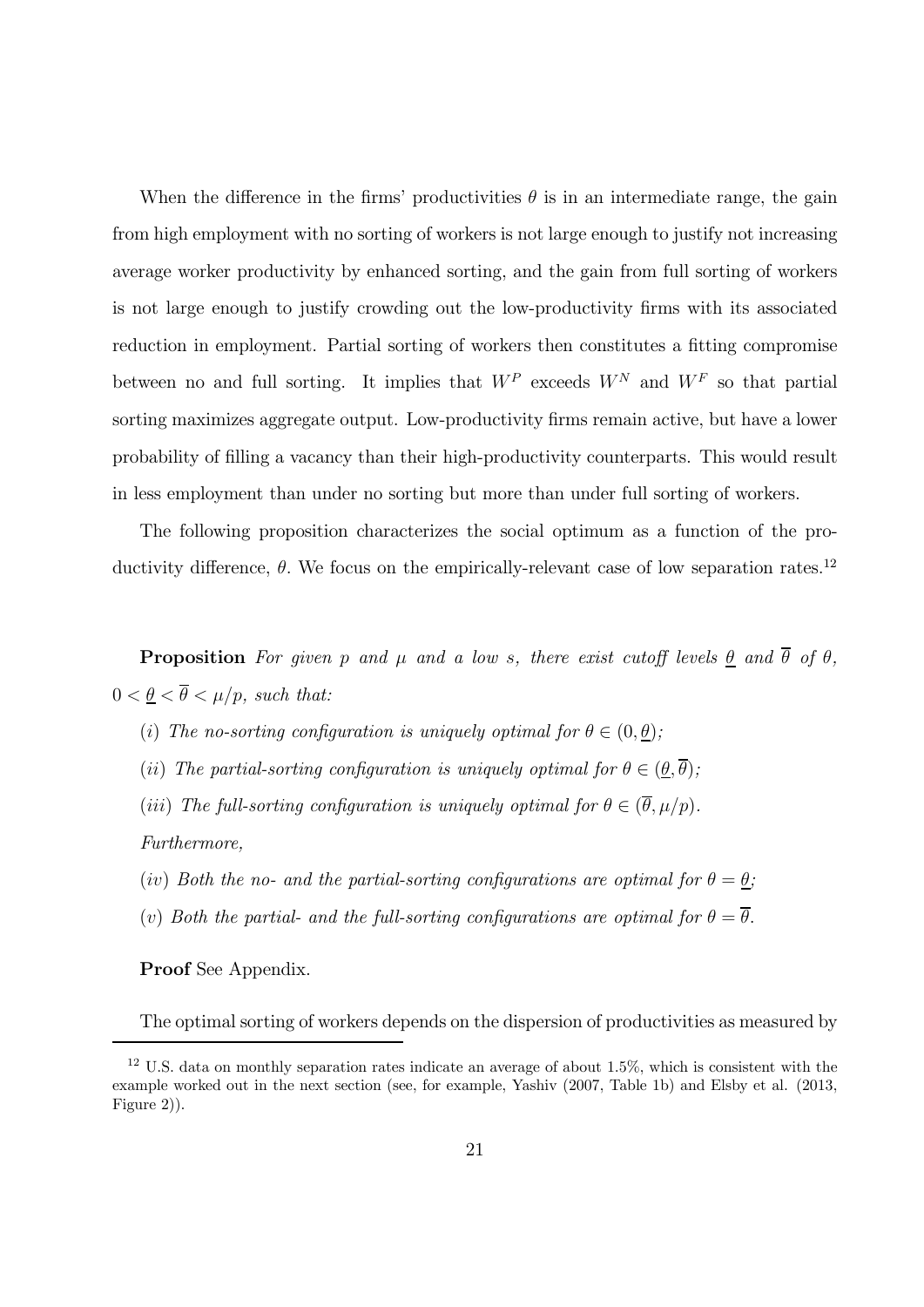When the difference in the firms' productivities $\theta$ is in an intermediate range, the gain from high employment with no sorting of workers is not large enough to justify not increasing average worker productivity by enhanced sorting, and the gain from full sorting of workers is not large enough to justify crowding out the low-productivity firms with its associated reduction in employment. Partial sorting of workers then constitutes a fitting compromise between no and full sorting. It implies that $W^P$ exceeds $W^N$ and $W^F$ so that partial sorting maximizes aggregate output. Low-productivity firms remain active, but have a lower probability of filling a vacancy than their high-productivity counterparts. This would result in less employment than under no sorting but more than under full sorting of workers.

The following proposition characterizes the social optimum as a function of the productivity difference, $\theta$. We focus on the empirically-relevant case of low separation rates.[12]

**Proposition** *For given $p$ and $\mu$ and a low $s$, there exist cutoff levels $\underline{\theta}$ and $\overline{\theta}$ of $\theta$, $0 < \underline{\theta} < \overline{\theta} < \mu/p$, such that:*

(*i*) *The no-sorting configuration is uniquely optimal for $\theta \in (0, \underline{\theta})$;*

(*ii*) *The partial-sorting configuration is uniquely optimal for $\theta \in (\underline{\theta}, \overline{\theta})$;*

(*iii*) *The full-sorting configuration is uniquely optimal for $\theta \in (\overline{\theta}, \mu/p)$.*

*Furthermore,*

(*iv*) *Both the no- and the partial-sorting configurations are optimal for $\theta = \underline{\theta}$;*

(*v*) *Both the partial- and the full-sorting configurations are optimal for $\theta = \overline{\theta}$.*

**Proof** See Appendix.

The optimal sorting of workers depends on the dispersion of productivities as measured by

[12] U.S. data on monthly separation rates indicate an average of about 1.5%, which is consistent with the example worked out in the next section (see, for example, Yashiv (2007, Table 1b) and Elsby et al. (2013, Figure 2)).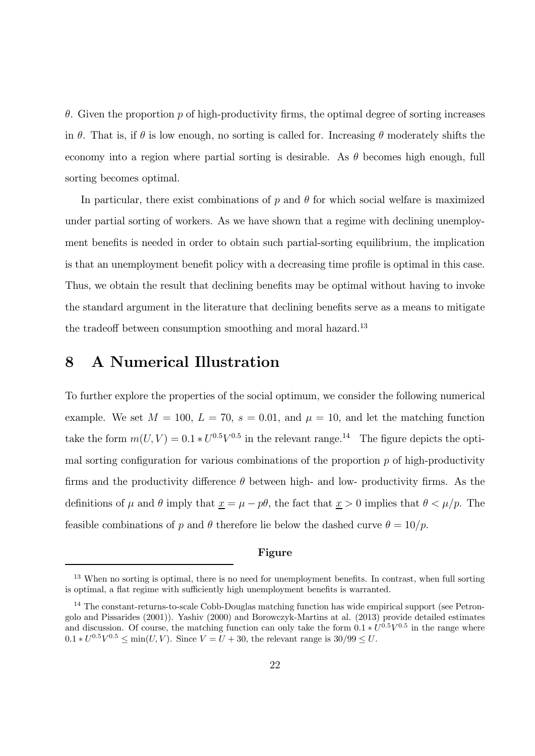$\theta$. Given the proportion $p$ of high-productivity firms, the optimal degree of sorting increases in $\theta$. That is, if $\theta$ is low enough, no sorting is called for. Increasing $\theta$ moderately shifts the economy into a region where partial sorting is desirable. As $\theta$ becomes high enough, full sorting becomes optimal.

In particular, there exist combinations of $p$ and $\theta$ for which social welfare is maximized under partial sorting of workers. As we have shown that a regime with declining unemployment benefits is needed in order to obtain such partial-sorting equilibrium, the implication is that an unemployment benefit policy with a decreasing time profile is optimal in this case. Thus, we obtain the result that declining benefits may be optimal without having to invoke the standard argument in the literature that declining benefits serve as a means to mitigate the tradeoff between consumption smoothing and moral hazard.[13]

# 8 A Numerical Illustration

To further explore the properties of the social optimum, we consider the following numerical example. We set $M = 100$, $L = 70$, $s = 0.01$, and $\mu = 10$, and let the matching function take the form $m(U, V) = 0.1 * U^{0.5}V^{0.5}$ in the relevant range.[14] The figure depicts the optimal sorting configuration for various combinations of the proportion $p$ of high-productivity firms and the productivity difference $\theta$ between high- and low- productivity firms. As the definitions of $\mu$ and $\theta$ imply that $\underline{x} = \mu - p\theta$, the fact that $\underline{x} > 0$ implies that $\theta < \mu/p$. The feasible combinations of $p$ and $\theta$ therefore lie below the dashed curve $\theta = 10/p$.

**Figure**

---

[13] When no sorting is optimal, there is no need for unemployment benefits. In contrast, when full sorting is optimal, a flat regime with sufficiently high unemployment benefits is warranted.

[14] The constant-returns-to-scale Cobb-Douglas matching function has wide empirical support (see Petrongolo and Pissarides (2001)). Yashiv (2000) and Borowczyk-Martins at al. (2013) provide detailed estimates and discussion. Of course, the matching function can only take the form $0.1 * U^{0.5}V^{0.5}$ in the range where $0.1 * U^{0.5}V^{0.5} \leq \min(U, V)$. Since $V = U + 30$, the relevant range is $30/99 \leq U$.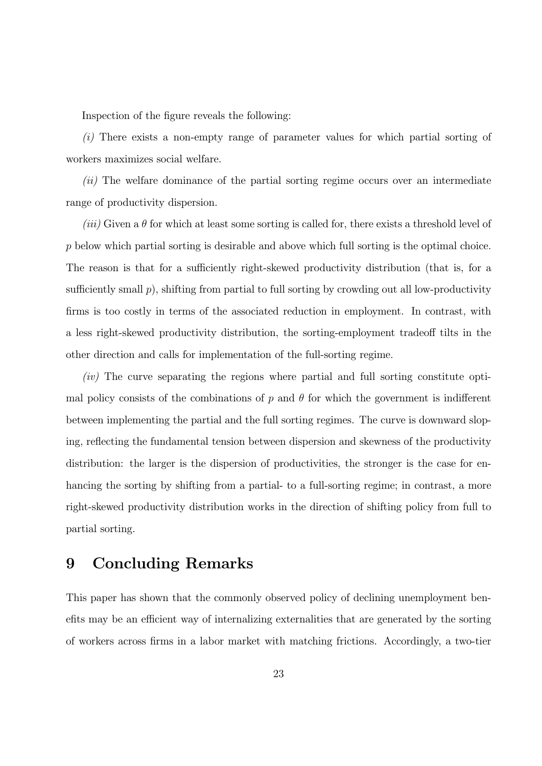Inspection of the figure reveals the following:

*(i)* There exists a non-empty range of parameter values for which partial sorting of workers maximizes social welfare.

*(ii)* The welfare dominance of the partial sorting regime occurs over an intermediate range of productivity dispersion.

*(iii)* Given a $\theta$ for which at least some sorting is called for, there exists a threshold level of $p$ below which partial sorting is desirable and above which full sorting is the optimal choice. The reason is that for a sufficiently right-skewed productivity distribution (that is, for a sufficiently small $p$), shifting from partial to full sorting by crowding out all low-productivity firms is too costly in terms of the associated reduction in employment. In contrast, with a less right-skewed productivity distribution, the sorting-employment tradeoff tilts in the other direction and calls for implementation of the full-sorting regime.

*(iv)* The curve separating the regions where partial and full sorting constitute optimal policy consists of the combinations of $p$ and $\theta$ for which the government is indifferent between implementing the partial and the full sorting regimes. The curve is downward sloping, reflecting the fundamental tension between dispersion and skewness of the productivity distribution: the larger is the dispersion of productivities, the stronger is the case for enhancing the sorting by shifting from a partial- to a full-sorting regime; in contrast, a more right-skewed productivity distribution works in the direction of shifting policy from full to partial sorting.

# 9 Concluding Remarks

This paper has shown that the commonly observed policy of declining unemployment benefits may be an efficient way of internalizing externalities that are generated by the sorting of workers across firms in a labor market with matching frictions. Accordingly, a two-tier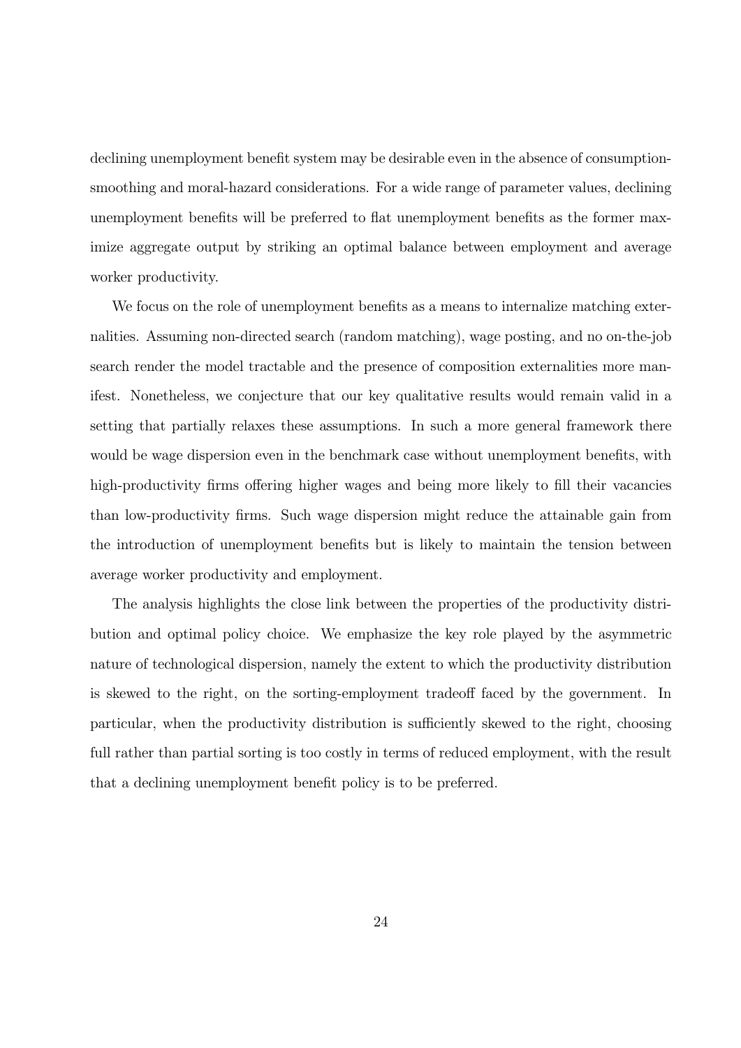declining unemployment benefit system may be desirable even in the absence of consumption-smoothing and moral-hazard considerations. For a wide range of parameter values, declining unemployment benefits will be preferred to flat unemployment benefits as the former maximize aggregate output by striking an optimal balance between employment and average worker productivity.

We focus on the role of unemployment benefits as a means to internalize matching externalities. Assuming non-directed search (random matching), wage posting, and no on-the-job search render the model tractable and the presence of composition externalities more manifest. Nonetheless, we conjecture that our key qualitative results would remain valid in a setting that partially relaxes these assumptions. In such a more general framework there would be wage dispersion even in the benchmark case without unemployment benefits, with high-productivity firms offering higher wages and being more likely to fill their vacancies than low-productivity firms. Such wage dispersion might reduce the attainable gain from the introduction of unemployment benefits but is likely to maintain the tension between average worker productivity and employment.

The analysis highlights the close link between the properties of the productivity distribution and optimal policy choice. We emphasize the key role played by the asymmetric nature of technological dispersion, namely the extent to which the productivity distribution is skewed to the right, on the sorting-employment tradeoff faced by the government. In particular, when the productivity distribution is sufficiently skewed to the right, choosing full rather than partial sorting is too costly in terms of reduced employment, with the result that a declining unemployment benefit policy is to be preferred.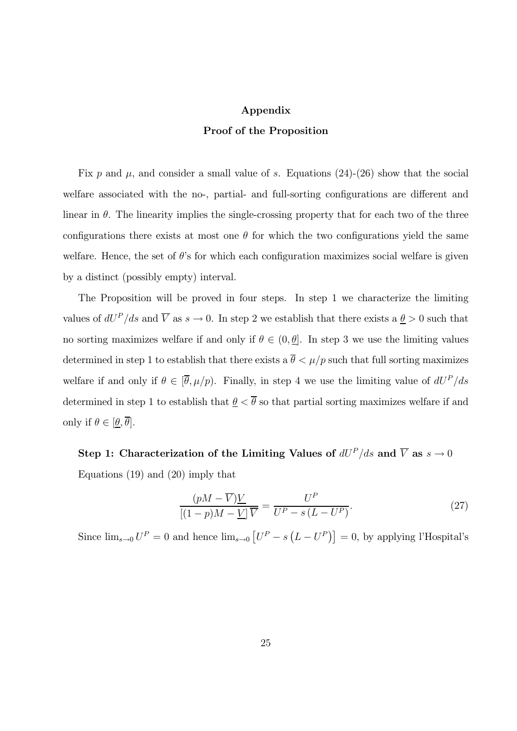# Appendix

## Proof of the Proposition

Fix $p$ and $\mu$, and consider a small value of $s$. Equations (24)-(26) show that the social welfare associated with the no-, partial- and full-sorting configurations are different and linear in $\theta$. The linearity implies the single-crossing property that for each two of the three configurations there exists at most one $\theta$ for which the two configurations yield the same welfare. Hence, the set of $\theta$'s for which each configuration maximizes social welfare is given by a distinct (possibly empty) interval.

The Proposition will be proved in four steps. In step 1 we characterize the limiting values of $dU^P/ds$ and $\overline{V}$ as $s \to 0$. In step 2 we establish that there exists a $\underline{\theta} > 0$ such that no sorting maximizes welfare if and only if $\theta \in (0, \underline{\theta}]$. In step 3 we use the limiting values determined in step 1 to establish that there exists a $\overline{\theta} < \mu/p$ such that full sorting maximizes welfare if and only if $\theta \in [\overline{\theta}, \mu/p)$. Finally, in step 4 we use the limiting value of $dU^P/ds$ determined in step 1 to establish that $\underline{\theta} < \overline{\theta}$ so that partial sorting maximizes welfare if and only if $\theta \in [\underline{\theta}, \overline{\theta}]$.

**Step 1: Characterization of the Limiting Values of $dU^P/ds$ and $\overline{V}$ as $s \to 0$**

Equations (19) and (20) imply that

$$\frac{(pM - \overline{V})\underline{V}}{\left[(1-p)M - \underline{V}\right]\overline{V}} = \frac{U^P}{U^P - s\left(L - U^P\right)}. \tag{27}$$

Since $\lim_{s \to 0} U^P = 0$ and hence $\lim_{s \to 0}\left[U^P - s\left(L - U^P\right)\right] = 0$, by applying l'Hospital's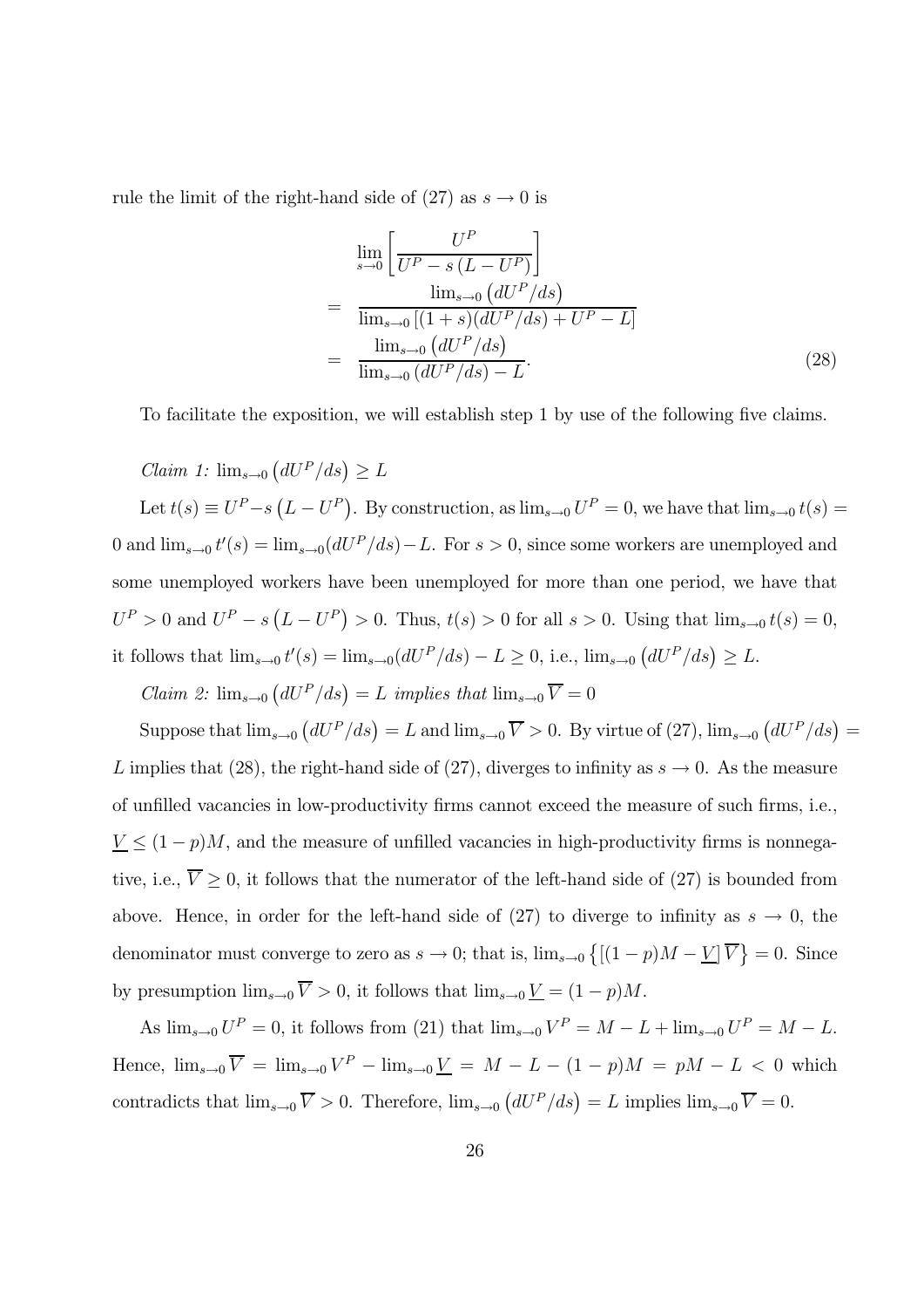rule the limit of the right-hand side of (27) as $s \to 0$ is

$$
\begin{aligned}
& \lim_{s\to 0}\left[\frac{U^P}{U^P - s\left(L - U^P\right)}\right] \\
= \; & \frac{\lim_{s\to 0}\left(dU^P/ds\right)}{\lim_{s\to 0}\left[(1+s)(dU^P/ds) + U^P - L\right]} \\
= \; & \frac{\lim_{s\to 0}\left(dU^P/ds\right)}{\lim_{s\to 0}\left(dU^P/ds\right) - L}.
\end{aligned}
\tag{28}
$$

To facilitate the exposition, we will establish step 1 by use of the following five claims.

*Claim 1:* $\lim_{s\to 0}\left(dU^P/ds\right) \geq L$

Let $t(s) \equiv U^P - s\left(L - U^P\right)$. By construction, as $\lim_{s\to 0} U^P = 0$, we have that $\lim_{s\to 0} t(s) = 0$ and $\lim_{s\to 0} t'(s) = \lim_{s\to 0}(dU^P/ds) - L$. For $s > 0$, since some workers are unemployed and some unemployed workers have been unemployed for more than one period, we have that $U^P > 0$ and $U^P - s\left(L - U^P\right) > 0$. Thus, $t(s) > 0$ for all $s > 0$. Using that $\lim_{s\to 0} t(s) = 0$, it follows that $\lim_{s\to 0} t'(s) = \lim_{s\to 0}(dU^P/ds) - L \geq 0$, i.e., $\lim_{s\to 0}\left(dU^P/ds\right) \geq L$.

*Claim 2:* $\lim_{s\to 0}\left(dU^P/ds\right) = L$ *implies that* $\lim_{s\to 0}\overline{V} = 0$

Suppose that $\lim_{s\to 0}\left(dU^P/ds\right) = L$ and $\lim_{s\to 0}\overline{V} > 0$. By virtue of (27), $\lim_{s\to 0}\left(dU^P/ds\right) = L$ implies that (28), the right-hand side of (27), diverges to infinity as $s \to 0$. As the measure of unfilled vacancies in low-productivity firms cannot exceed the measure of such firms, i.e., $\underline{V} \leq (1-p)M$, and the measure of unfilled vacancies in high-productivity firms is nonnegative, i.e., $\overline{V} \geq 0$, it follows that the numerator of the left-hand side of (27) is bounded from above. Hence, in order for the left-hand side of (27) to diverge to infinity as $s \to 0$, the denominator must converge to zero as $s \to 0$; that is, $\lim_{s\to 0}\left\{\left[(1-p)M - \underline{V}\right]\overline{V}\right\} = 0$. Since by presumption $\lim_{s\to 0}\overline{V} > 0$, it follows that $\lim_{s\to 0}\underline{V} = (1-p)M$.

As $\lim_{s\to 0} U^P = 0$, it follows from (21) that $\lim_{s\to 0} V^P = M - L + \lim_{s\to 0} U^P = M - L$. Hence, $\lim_{s\to 0}\overline{V} = \lim_{s\to 0} V^P - \lim_{s\to 0}\underline{V} = M - L - (1-p)M = pM - L < 0$ which contradicts that $\lim_{s\to 0}\overline{V} > 0$. Therefore, $\lim_{s\to 0}\left(dU^P/ds\right) = L$ implies $\lim_{s\to 0}\overline{V} = 0$.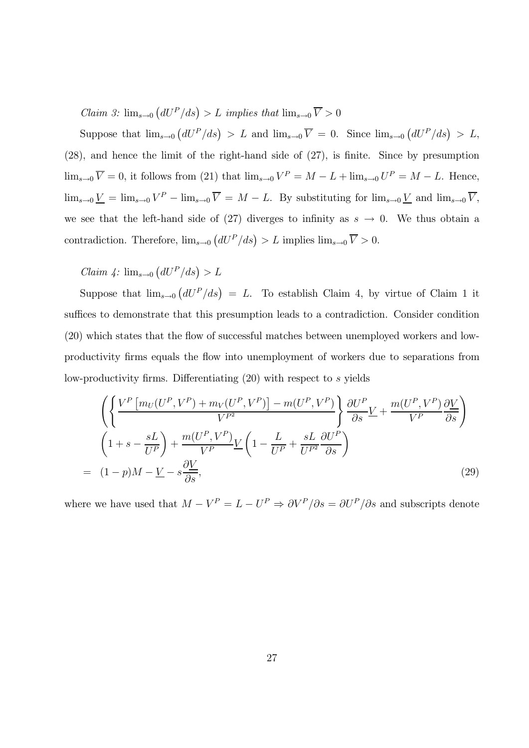*Claim 3:* $\lim_{s\to 0}\left(dU^P/ds\right) > L$ *implies that* $\lim_{s\to 0}\overline{V} > 0$

Suppose that $\lim_{s\to 0}\left(dU^P/ds\right) > L$ and $\lim_{s\to 0}\overline{V} = 0$. Since $\lim_{s\to 0}\left(dU^P/ds\right) > L$, (28), and hence the limit of the right-hand side of (27), is finite. Since by presumption $\lim_{s\to 0}\overline{V} = 0$, it follows from (21) that $\lim_{s\to 0} V^P = M - L + \lim_{s\to 0} U^P = M - L$. Hence, $\lim_{s\to 0}\underline{V} = \lim_{s\to 0} V^P - \lim_{s\to 0}\overline{V} = M - L$. By substituting for $\lim_{s\to 0}\underline{V}$ and $\lim_{s\to 0}\overline{V}$, we see that the left-hand side of (27) diverges to infinity as $s \to 0$. We thus obtain a contradiction. Therefore, $\lim_{s\to 0}\left(dU^P/ds\right) > L$ implies $\lim_{s\to 0}\overline{V} > 0$.

*Claim 4:* $\lim_{s\to 0}\left(dU^P/ds\right) > L$

Suppose that $\lim_{s\to 0}\left(dU^P/ds\right) = L$. To establish Claim 4, by virtue of Claim 1 it suffices to demonstrate that this presumption leads to a contradiction. Consider condition (20) which states that the flow of successful matches between unemployed workers and low-productivity firms equals the flow into unemployment of workers due to separations from low-productivity firms. Differentiating (20) with respect to $s$ yields

$$
\begin{aligned}
&\left(\left\{\frac{V^P\left[m_U(U^P,V^P)+m_V(U^P,V^P)\right]-m(U^P,V^P)}{V^{P2}}\right\}\frac{\partial U^P}{\partial s}\underline{V}+\frac{m(U^P,V^P)}{V^P}\frac{\partial \underline{V}}{\partial s}\right)\\
&\left(1+s-\frac{sL}{U^P}\right)+\frac{m(U^P,V^P)}{V^P}\underline{V}\left(1-\frac{L}{U^P}+\frac{sL}{U^{P2}}\frac{\partial U^P}{\partial s}\right)\\
=\;&(1-p)M-\underline{V}-s\frac{\partial \underline{V}}{\partial s},
\end{aligned}
\tag{29}
$$

where we have used that $M - V^P = L - U^P \Rightarrow \partial V^P/\partial s = \partial U^P/\partial s$ and subscripts denote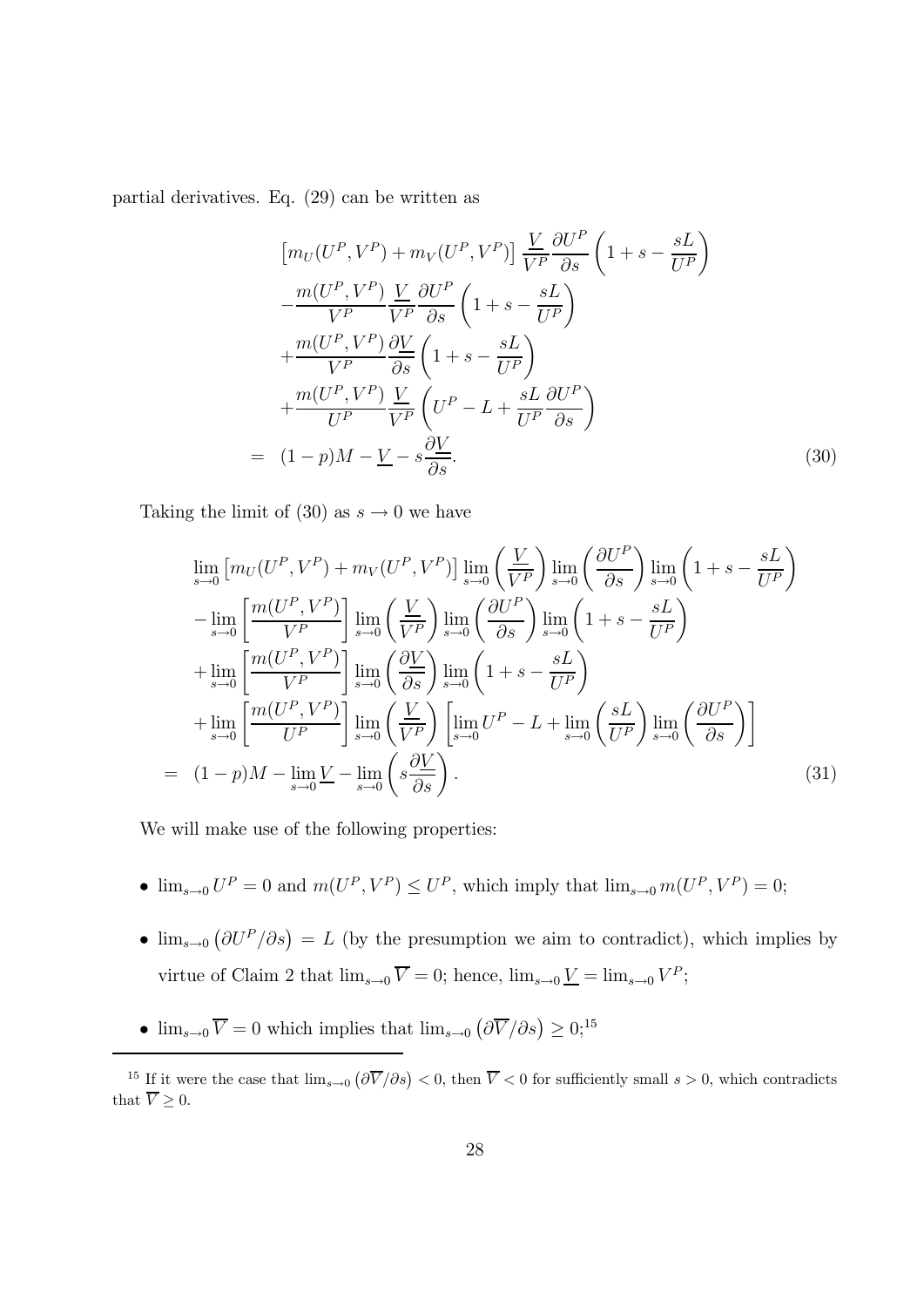partial derivatives. Eq. (29) can be written as

$$
\begin{aligned}
& \left[m_U(U^P, V^P) + m_V(U^P, V^P)\right] \frac{\underline{V}}{V^P} \frac{\partial U^P}{\partial s} \left(1 + s - \frac{sL}{U^P}\right) \\
& - \frac{m(U^P, V^P)}{V^P} \frac{\underline{V}}{V^P} \frac{\partial U^P}{\partial s} \left(1 + s - \frac{sL}{U^P}\right) \\
& + \frac{m(U^P, V^P)}{V^P} \frac{\partial \underline{V}}{\partial s} \left(1 + s - \frac{sL}{U^P}\right) \\
& + \frac{m(U^P, V^P)}{U^P} \frac{\underline{V}}{V^P} \left(U^P - L + \frac{sL}{U^P} \frac{\partial U^P}{\partial s}\right) \\
= \ & (1-p)M - \underline{V} - s \frac{\partial \underline{V}}{\partial s}. \qquad (30)
\end{aligned}
$$

Taking the limit of (30) as $s \to 0$ we have

$$
\begin{aligned}
& \lim_{s \to 0} \left[m_U(U^P, V^P) + m_V(U^P, V^P)\right] \lim_{s \to 0} \left(\frac{\underline{V}}{V^P}\right) \lim_{s \to 0} \left(\frac{\partial U^P}{\partial s}\right) \lim_{s \to 0} \left(1 + s - \frac{sL}{U^P}\right) \\
& - \lim_{s \to 0} \left[\frac{m(U^P, V^P)}{V^P}\right] \lim_{s \to 0} \left(\frac{\underline{V}}{V^P}\right) \lim_{s \to 0} \left(\frac{\partial U^P}{\partial s}\right) \lim_{s \to 0} \left(1 + s - \frac{sL}{U^P}\right) \\
& + \lim_{s \to 0} \left[\frac{m(U^P, V^P)}{V^P}\right] \lim_{s \to 0} \left(\frac{\partial \underline{V}}{\partial s}\right) \lim_{s \to 0} \left(1 + s - \frac{sL}{U^P}\right) \\
& + \lim_{s \to 0} \left[\frac{m(U^P, V^P)}{U^P}\right] \lim_{s \to 0} \left(\frac{\underline{V}}{V^P}\right) \left[\lim_{s \to 0} U^P - L + \lim_{s \to 0} \left(\frac{sL}{U^P}\right) \lim_{s \to 0} \left(\frac{\partial U^P}{\partial s}\right)\right] \\
= \ & (1-p)M - \lim_{s \to 0} \underline{V} - \lim_{s \to 0} \left(s \frac{\partial \underline{V}}{\partial s}\right). \qquad (31)
\end{aligned}
$$

We will make use of the following properties:

- $\lim_{s \to 0} U^P = 0$ and $m(U^P, V^P) \le U^P$, which imply that $\lim_{s \to 0} m(U^P, V^P) = 0$;
- $\lim_{s \to 0} \left(\partial U^P / \partial s\right) = L$ (by the presumption we aim to contradict), which implies by virtue of Claim 2 that $\lim_{s \to 0} \overline{V} = 0$; hence, $\lim_{s \to 0} \underline{V} = \lim_{s \to 0} V^P$;
- $\lim_{s \to 0} \overline{V} = 0$ which implies that $\lim_{s \to 0} \left(\partial \overline{V} / \partial s\right) \ge 0$;[15]

[15] If it were the case that $\lim_{s \to 0} \left(\partial \overline{V} / \partial s\right) < 0$, then $\overline{V} < 0$ for sufficiently small $s > 0$, which contradicts that $\overline{V} \ge 0$.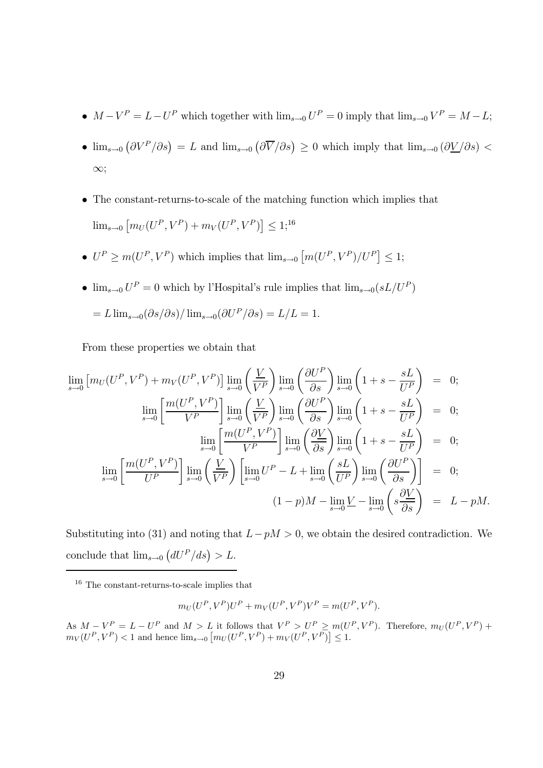- $M - V^P = L - U^P$ which together with $\lim_{s\to 0} U^P = 0$ imply that $\lim_{s\to 0} V^P = M - L$;

- $\lim_{s\to 0}\left(\partial V^P/\partial s\right) = L$ and $\lim_{s\to 0}\left(\partial \overline{V}/\partial s\right) \geq 0$ which imply that $\lim_{s\to 0}\left(\partial \underline{V}/\partial s\right) < \infty$;

- The constant-returns-to-scale of the matching function which implies that $\lim_{s\to 0}\left[m_U(U^P, V^P) + m_V(U^P, V^P)\right] \leq 1$;[16]

- $U^P \geq m(U^P, V^P)$ which implies that $\lim_{s\to 0}\left[m(U^P, V^P)/U^P\right] \leq 1$;

- $\lim_{s\to 0} U^P = 0$ which by l'Hospital's rule implies that $\lim_{s\to 0}(sL/U^P)$ $= L\lim_{s\to 0}(\partial s/\partial s)/\lim_{s\to 0}(\partial U^P/\partial s) = L/L = 1$.

From these properties we obtain that

$$
\begin{aligned}
\lim_{s\to 0}\left[m_U(U^P, V^P) + m_V(U^P, V^P)\right]\lim_{s\to 0}\left(\frac{\underline{V}}{V^P}\right)\lim_{s\to 0}\left(\frac{\partial U^P}{\partial s}\right)\lim_{s\to 0}\left(1 + s - \frac{sL}{U^P}\right) &= 0; \\
\lim_{s\to 0}\left[\frac{m(U^P, V^P)}{V^P}\right]\lim_{s\to 0}\left(\frac{\underline{V}}{V^P}\right)\lim_{s\to 0}\left(\frac{\partial U^P}{\partial s}\right)\lim_{s\to 0}\left(1 + s - \frac{sL}{U^P}\right) &= 0; \\
\lim_{s\to 0}\left[\frac{m(U^P, V^P)}{V^P}\right]\lim_{s\to 0}\left(\frac{\partial \underline{V}}{\partial s}\right)\lim_{s\to 0}\left(1 + s - \frac{sL}{U^P}\right) &= 0; \\
\lim_{s\to 0}\left[\frac{m(U^P, V^P)}{U^P}\right]\lim_{s\to 0}\left(\frac{\underline{V}}{V^P}\right)\left[\lim_{s\to 0} U^P - L + \lim_{s\to 0}\left(\frac{sL}{U^P}\right)\lim_{s\to 0}\left(\frac{\partial U^P}{\partial s}\right)\right] &= 0; \\
(1-p)M - \lim_{s\to 0}\underline{V} - \lim_{s\to 0}\left(s\frac{\partial \underline{V}}{\partial s}\right) &= L - pM.
\end{aligned}
$$

Substituting into (31) and noting that $L - pM > 0$, we obtain the desired contradiction. We conclude that $\lim_{s\to 0}\left(dU^P/ds\right) > L$.

---

[16] The constant-returns-to-scale implies that

$$m_U(U^P, V^P)U^P + m_V(U^P, V^P)V^P = m(U^P, V^P).$$

As $M - V^P = L - U^P$ and $M > L$ it follows that $V^P > U^P \geq m(U^P, V^P)$. Therefore, $m_U(U^P, V^P) + m_V(U^P, V^P) < 1$ and hence $\lim_{s\to 0}\left[m_U(U^P, V^P) + m_V(U^P, V^P)\right] \leq 1$.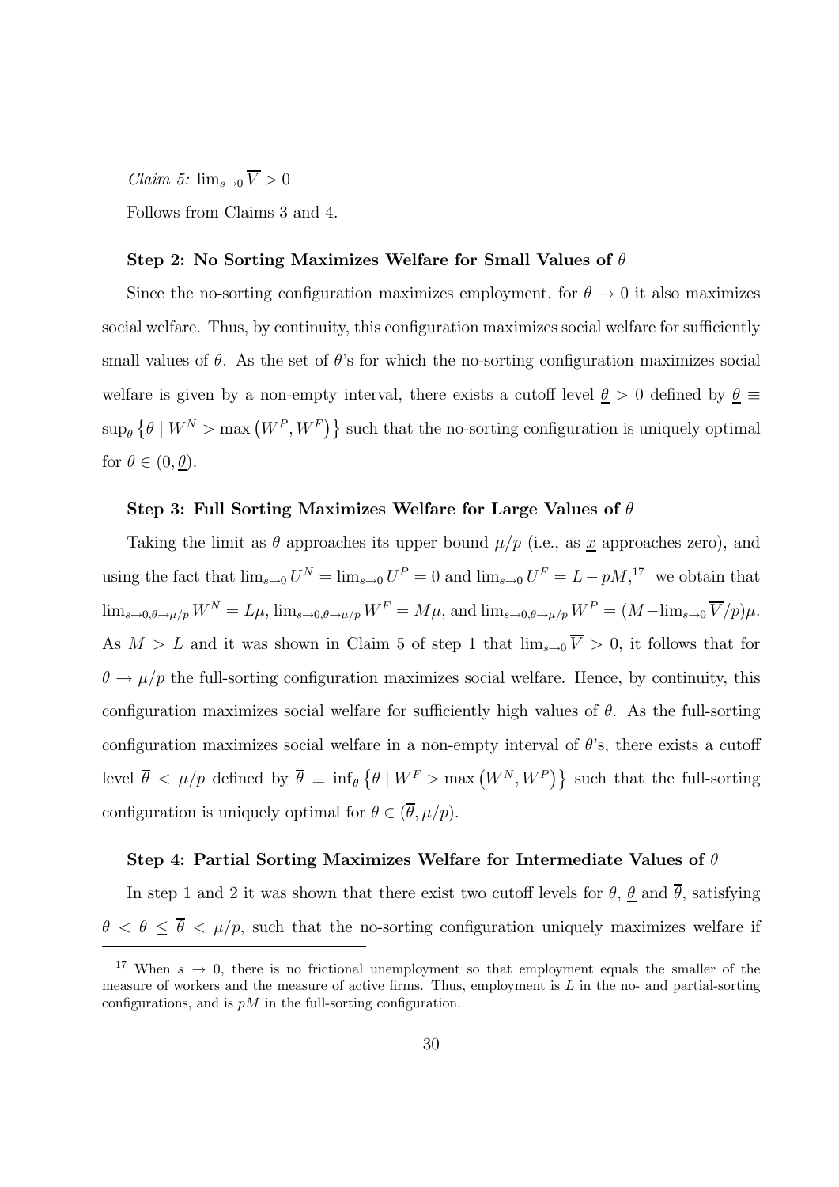*Claim 5:* $\lim_{s\to 0} \overline{V} > 0$

Follows from Claims 3 and 4.

**Step 2: No Sorting Maximizes Welfare for Small Values of $\theta$**

Since the no-sorting configuration maximizes employment, for $\theta \to 0$ it also maximizes social welfare. Thus, by continuity, this configuration maximizes social welfare for sufficiently small values of $\theta$. As the set of $\theta$'s for which the no-sorting configuration maximizes social welfare is given by a non-empty interval, there exists a cutoff level $\underline{\theta} > 0$ defined by $\underline{\theta} \equiv \sup_\theta \left\{\theta \mid W^N > \max\left(W^P, W^F\right)\right\}$ such that the no-sorting configuration is uniquely optimal for $\theta \in (0, \underline{\theta})$.

**Step 3: Full Sorting Maximizes Welfare for Large Values of $\theta$**

Taking the limit as $\theta$ approaches its upper bound $\mu/p$ (i.e., as $\underline{x}$ approaches zero), and using the fact that $\lim_{s\to 0} U^N = \lim_{s\to 0} U^P = 0$ and $\lim_{s\to 0} U^F = L - pM$,[17] we obtain that $\lim_{s\to 0, \theta\to\mu/p} W^N = L\mu$, $\lim_{s\to 0,\theta\to\mu/p} W^F = M\mu$, and $\lim_{s\to 0,\theta\to\mu/p} W^P = (M - \lim_{s\to 0} \overline{V}/p)\mu$. As $M > L$ and it was shown in Claim 5 of step 1 that $\lim_{s\to 0} \overline{V} > 0$, it follows that for $\theta \to \mu/p$ the full-sorting configuration maximizes social welfare. Hence, by continuity, this configuration maximizes social welfare for sufficiently high values of $\theta$. As the full-sorting configuration maximizes social welfare in a non-empty interval of $\theta$'s, there exists a cutoff level $\overline{\theta} < \mu/p$ defined by $\overline{\theta} \equiv \inf_\theta \left\{\theta \mid W^F > \max\left(W^N, W^P\right)\right\}$ such that the full-sorting configuration is uniquely optimal for $\theta \in (\overline{\theta}, \mu/p)$.

**Step 4: Partial Sorting Maximizes Welfare for Intermediate Values of $\theta$**

In step 1 and 2 it was shown that there exist two cutoff levels for $\theta$, $\underline{\theta}$ and $\overline{\theta}$, satisfying $\theta < \underline{\theta} \leq \overline{\theta} < \mu/p$, such that the no-sorting configuration uniquely maximizes welfare if

[17] When $s \to 0$, there is no frictional unemployment so that employment equals the smaller of the measure of workers and the measure of active firms. Thus, employment is $L$ in the no- and partial-sorting configurations, and is $pM$ in the full-sorting configuration.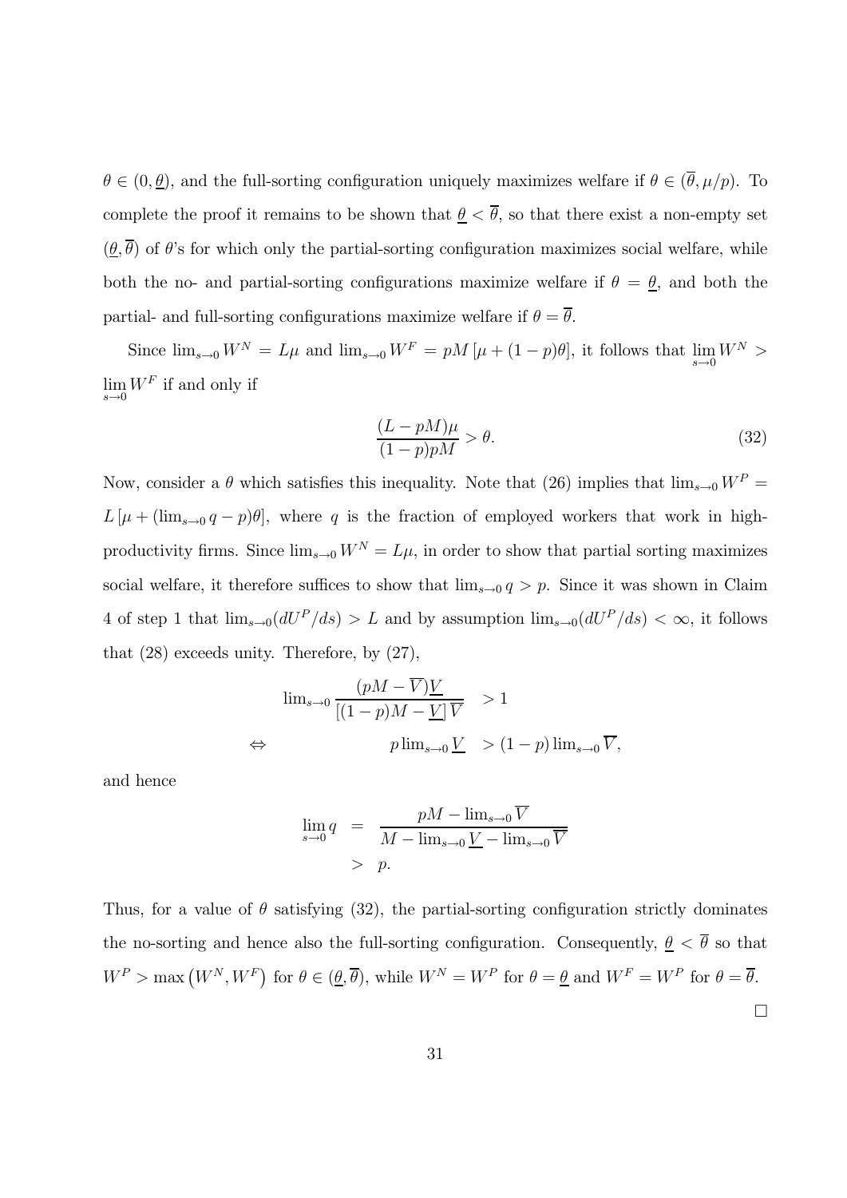$\theta \in (0, \underline{\theta})$, and the full-sorting configuration uniquely maximizes welfare if $\theta \in (\overline{\theta}, \mu/p)$. To complete the proof it remains to be shown that $\underline{\theta} < \overline{\theta}$, so that there exist a non-empty set $(\underline{\theta}, \overline{\theta})$ of $\theta$'s for which only the partial-sorting configuration maximizes social welfare, while both the no- and partial-sorting configurations maximize welfare if $\theta = \underline{\theta}$, and both the partial- and full-sorting configurations maximize welfare if $\theta = \overline{\theta}$.

Since $\lim_{s \to 0} W^N = L\mu$ and $\lim_{s \to 0} W^F = pM\left[\mu + (1-p)\theta\right]$, it follows that $\lim_{s \to 0} W^N > \lim_{s \to 0} W^F$ if and only if

$$\frac{(L - pM)\mu}{(1-p)pM} > \theta. \tag{32}$$

Now, consider a $\theta$ which satisfies this inequality. Note that (26) implies that $\lim_{s \to 0} W^P = L\left[\mu + (\lim_{s \to 0} q - p)\theta\right]$, where $q$ is the fraction of employed workers that work in high-productivity firms. Since $\lim_{s \to 0} W^N = L\mu$, in order to show that partial sorting maximizes social welfare, it therefore suffices to show that $\lim_{s \to 0} q > p$. Since it was shown in Claim 4 of step 1 that $\lim_{s \to 0}(dU^P/ds) > L$ and by assumption $\lim_{s \to 0}(dU^P/ds) < \infty$, it follows that (28) exceeds unity. Therefore, by (27),

$$\begin{aligned}
\lim_{s \to 0} \frac{(pM - \overline{V})\underline{V}}{\left[(1-p)M - \underline{V}\right]\overline{V}} &> 1 \\
\Leftrightarrow \qquad p \lim_{s \to 0} \underline{V} &> (1-p) \lim_{s \to 0} \overline{V},
\end{aligned}$$

and hence

$$\begin{aligned}
\lim_{s \to 0} q &= \frac{pM - \lim_{s \to 0} \overline{V}}{M - \lim_{s \to 0} \underline{V} - \lim_{s \to 0} \overline{V}} \\
&> p.
\end{aligned}$$

Thus, for a value of $\theta$ satisfying (32), the partial-sorting configuration strictly dominates the no-sorting and hence also the full-sorting configuration. Consequently, $\underline{\theta} < \overline{\theta}$ so that $W^P > \max\left(W^N, W^F\right)$ for $\theta \in (\underline{\theta}, \overline{\theta})$, while $W^N = W^P$ for $\theta = \underline{\theta}$ and $W^F = W^P$ for $\theta = \overline{\theta}$.

$\square$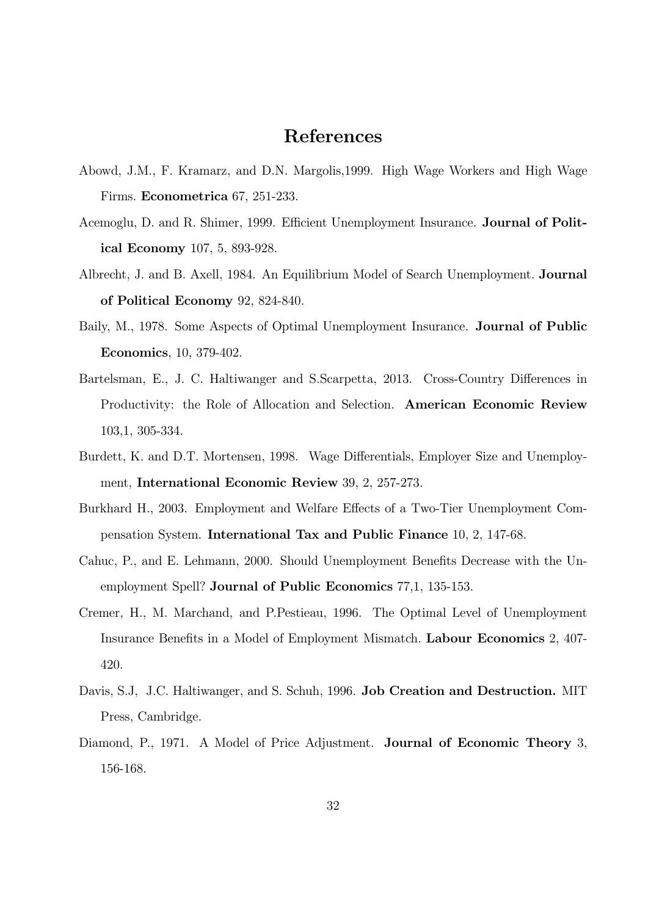# References

Abowd, J.M., F. Kramarz, and D.N. Margolis,1999. High Wage Workers and High Wage Firms. **Econometrica** 67, 251-233.

Acemoglu, D. and R. Shimer, 1999. Efficient Unemployment Insurance. **Journal of Political Economy** 107, 5, 893-928.

Albrecht, J. and B. Axell, 1984. An Equilibrium Model of Search Unemployment. **Journal of Political Economy** 92, 824-840.

Baily, M., 1978. Some Aspects of Optimal Unemployment Insurance. **Journal of Public Economics**, 10, 379-402.

Bartelsman, E., J. C. Haltiwanger and S.Scarpetta, 2013. Cross-Country Differences in Productivity: the Role of Allocation and Selection. **American Economic Review** 103,1, 305-334.

Burdett, K. and D.T. Mortensen, 1998. Wage Differentials, Employer Size and Unemployment, **International Economic Review** 39, 2, 257-273.

Burkhard H., 2003. Employment and Welfare Effects of a Two-Tier Unemployment Compensation System. **International Tax and Public Finance** 10, 2, 147-68.

Cahuc, P., and E. Lehmann, 2000. Should Unemployment Benefits Decrease with the Unemployment Spell? **Journal of Public Economics** 77,1, 135-153.

Cremer, H., M. Marchand, and P.Pestieau, 1996. The Optimal Level of Unemployment Insurance Benefits in a Model of Employment Mismatch. **Labour Economics** 2, 407-420.

Davis, S.J, J.C. Haltiwanger, and S. Schuh, 1996. **Job Creation and Destruction.** MIT Press, Cambridge.

Diamond, P., 1971. A Model of Price Adjustment. **Journal of Economic Theory** 3, 156-168.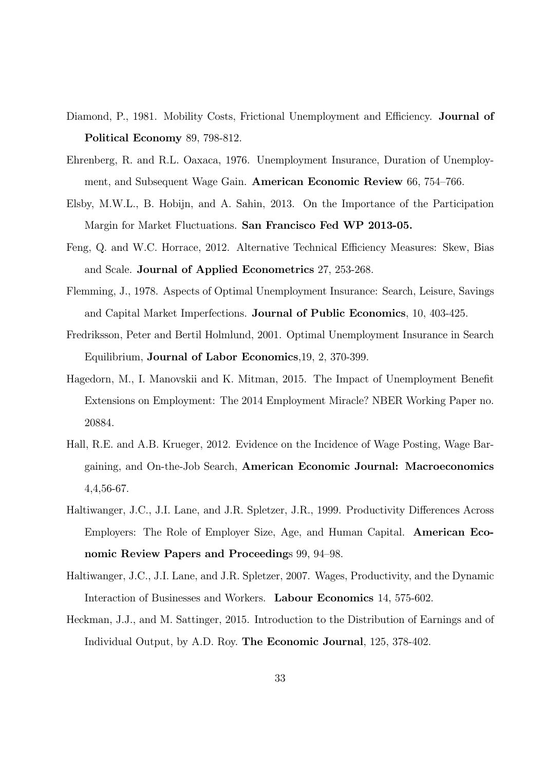Diamond, P., 1981. Mobility Costs, Frictional Unemployment and Efficiency. **Journal of Political Economy** 89, 798-812.

Ehrenberg, R. and R.L. Oaxaca, 1976. Unemployment Insurance, Duration of Unemployment, and Subsequent Wage Gain. **American Economic Review** 66, 754–766.

Elsby, M.W.L., B. Hobijn, and A. Sahin, 2013. On the Importance of the Participation Margin for Market Fluctuations. **San Francisco Fed WP 2013-05.**

Feng, Q. and W.C. Horrace, 2012. Alternative Technical Efficiency Measures: Skew, Bias and Scale. **Journal of Applied Econometrics** 27, 253-268.

Flemming, J., 1978. Aspects of Optimal Unemployment Insurance: Search, Leisure, Savings and Capital Market Imperfections. **Journal of Public Economics**, 10, 403-425.

Fredriksson, Peter and Bertil Holmlund, 2001. Optimal Unemployment Insurance in Search Equilibrium, **Journal of Labor Economics**,19, 2, 370-399.

Hagedorn, M., I. Manovskii and K. Mitman, 2015. The Impact of Unemployment Benefit Extensions on Employment: The 2014 Employment Miracle? NBER Working Paper no. 20884.

Hall, R.E. and A.B. Krueger, 2012. Evidence on the Incidence of Wage Posting, Wage Bargaining, and On-the-Job Search, **American Economic Journal: Macroeconomics** 4,4,56-67.

Haltiwanger, J.C., J.I. Lane, and J.R. Spletzer, J.R., 1999. Productivity Differences Across Employers: The Role of Employer Size, Age, and Human Capital. **American Economic Review Papers and Proceeding**s 99, 94–98.

Haltiwanger, J.C., J.I. Lane, and J.R. Spletzer, 2007. Wages, Productivity, and the Dynamic Interaction of Businesses and Workers. **Labour Economics** 14, 575-602.

Heckman, J.J., and M. Sattinger, 2015. Introduction to the Distribution of Earnings and of Individual Output, by A.D. Roy. **The Economic Journal**, 125, 378-402.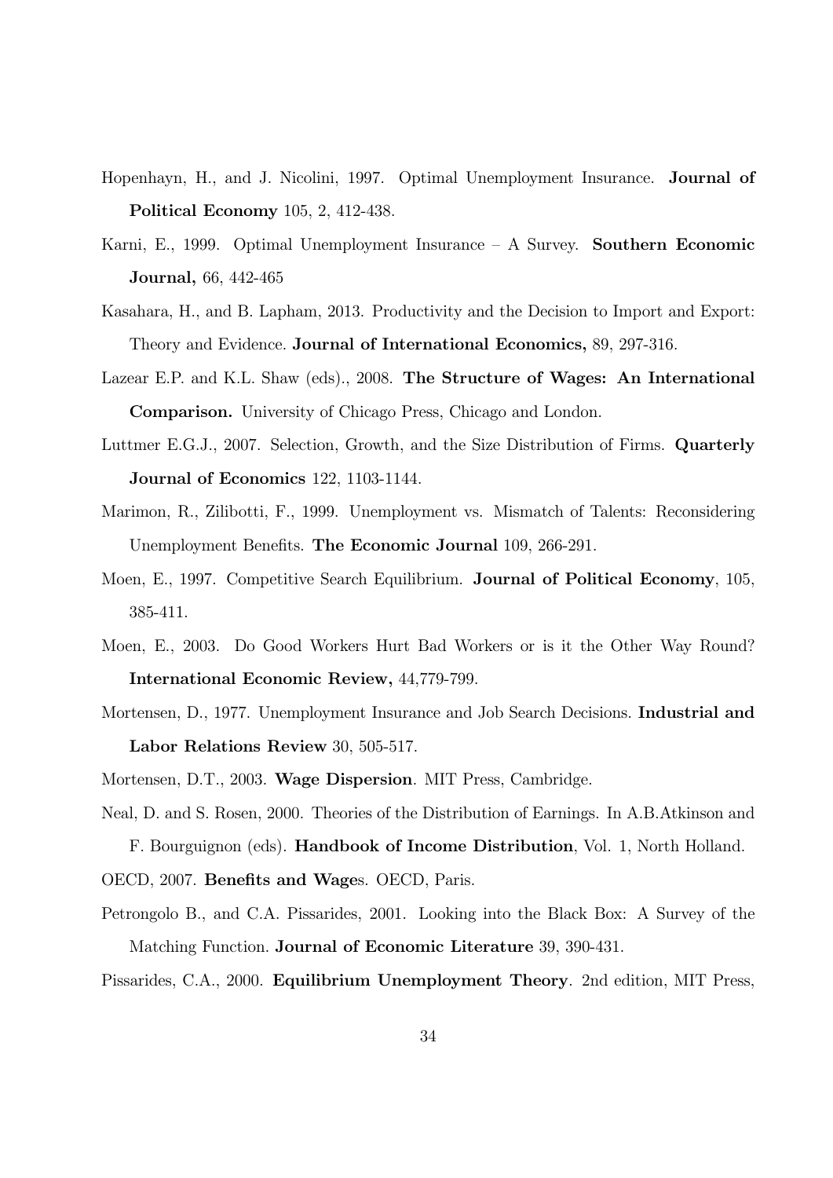Hopenhayn, H., and J. Nicolini, 1997. Optimal Unemployment Insurance. **Journal of Political Economy** 105, 2, 412-438.

Karni, E., 1999. Optimal Unemployment Insurance – A Survey. **Southern Economic Journal,** 66, 442-465

Kasahara, H., and B. Lapham, 2013. Productivity and the Decision to Import and Export: Theory and Evidence. **Journal of International Economics,** 89, 297-316.

Lazear E.P. and K.L. Shaw (eds)., 2008. **The Structure of Wages: An International Comparison.** University of Chicago Press, Chicago and London.

Luttmer E.G.J., 2007. Selection, Growth, and the Size Distribution of Firms. **Quarterly Journal of Economics** 122, 1103-1144.

Marimon, R., Zilibotti, F., 1999. Unemployment vs. Mismatch of Talents: Reconsidering Unemployment Benefits. **The Economic Journal** 109, 266-291.

Moen, E., 1997. Competitive Search Equilibrium. **Journal of Political Economy**, 105, 385-411.

Moen, E., 2003. Do Good Workers Hurt Bad Workers or is it the Other Way Round? **International Economic Review,** 44,779-799.

Mortensen, D., 1977. Unemployment Insurance and Job Search Decisions. **Industrial and Labor Relations Review** 30, 505-517.

Mortensen, D.T., 2003. **Wage Dispersion**. MIT Press, Cambridge.

Neal, D. and S. Rosen, 2000. Theories of the Distribution of Earnings. In A.B.Atkinson and F. Bourguignon (eds). **Handbook of Income Distribution**, Vol. 1, North Holland.

OECD, 2007. **Benefits and Wage**s. OECD, Paris.

Petrongolo B., and C.A. Pissarides, 2001. Looking into the Black Box: A Survey of the Matching Function. **Journal of Economic Literature** 39, 390-431.

Pissarides, C.A., 2000. **Equilibrium Unemployment Theory**. 2nd edition, MIT Press,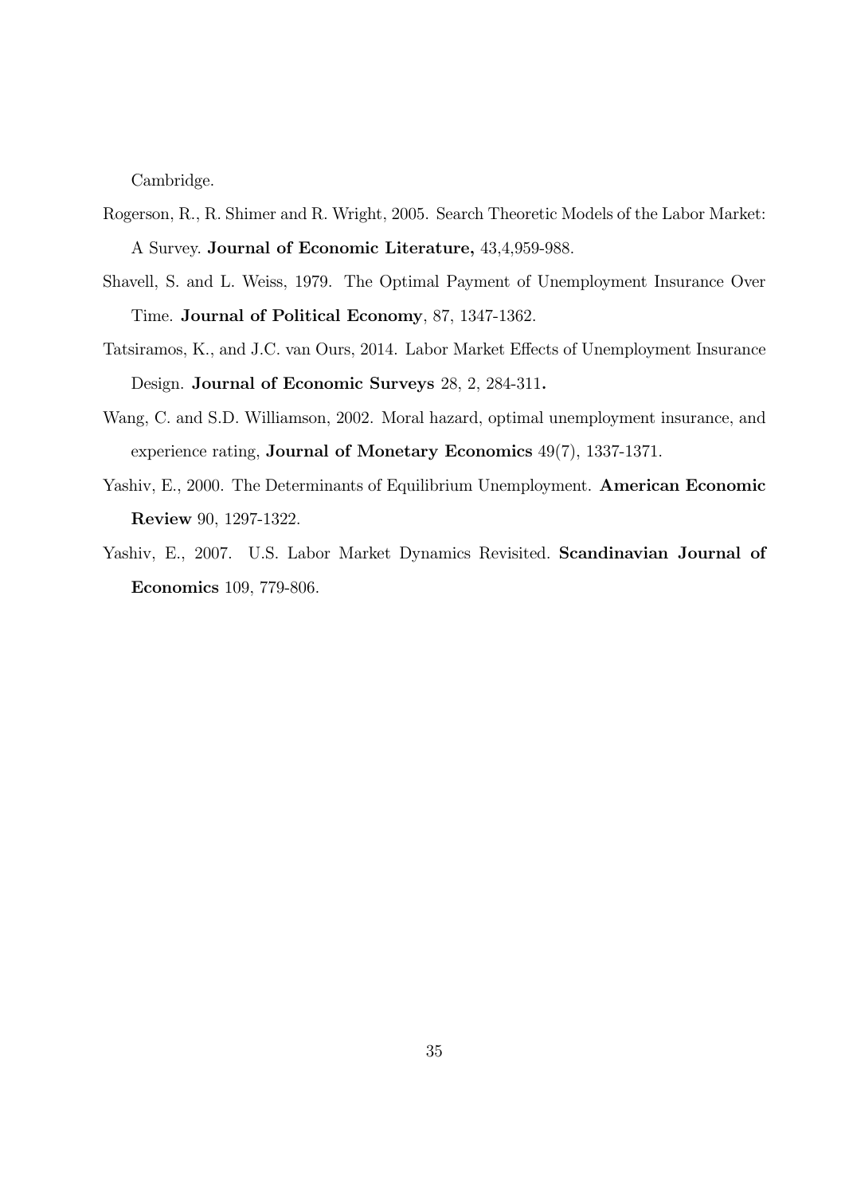Cambridge.

Rogerson, R., R. Shimer and R. Wright, 2005. Search Theoretic Models of the Labor Market: A Survey. **Journal of Economic Literature,** 43,4,959-988.

Shavell, S. and L. Weiss, 1979. The Optimal Payment of Unemployment Insurance Over Time. **Journal of Political Economy**, 87, 1347-1362.

Tatsiramos, K., and J.C. van Ours, 2014. Labor Market Effects of Unemployment Insurance Design. **Journal of Economic Surveys** 28, 2, 284-311**.**

Wang, C. and S.D. Williamson, 2002. Moral hazard, optimal unemployment insurance, and experience rating, **Journal of Monetary Economics** 49(7), 1337-1371.

Yashiv, E., 2000. The Determinants of Equilibrium Unemployment. **American Economic Review** 90, 1297-1322.

Yashiv, E., 2007. U.S. Labor Market Dynamics Revisited. **Scandinavian Journal of Economics** 109, 779-806.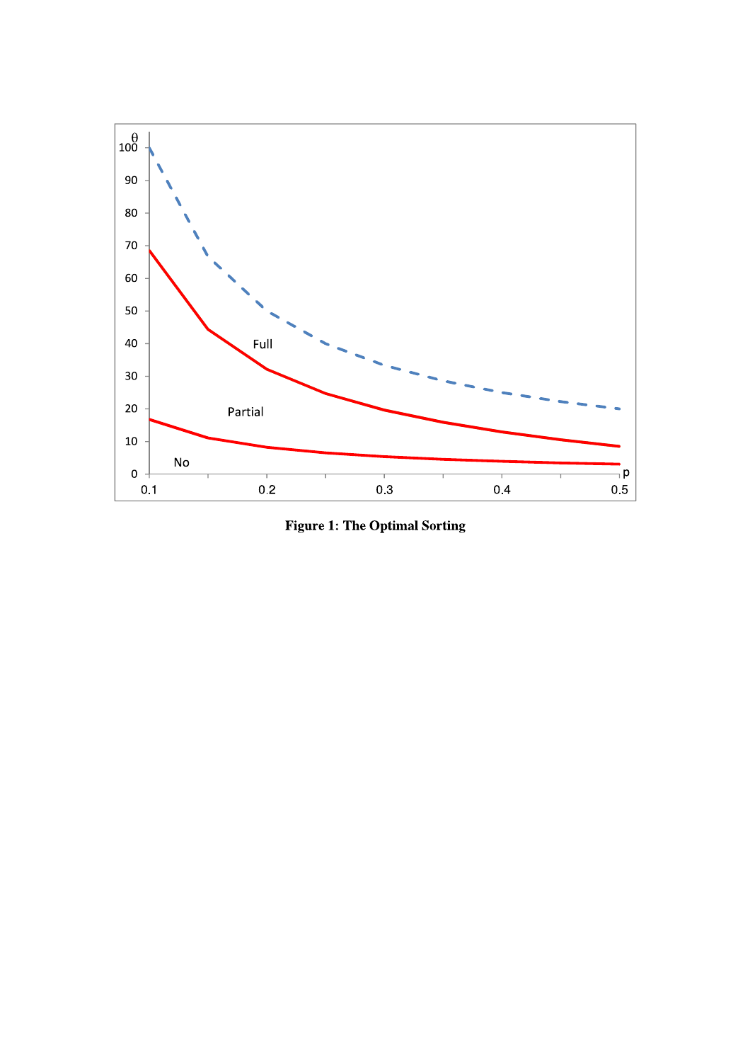θ

100

90

80

70

60

50

40

30

20

10

0

0.1

0.2

0.3

0.4

0.5

p

Full

Partial

No

**Figure 1: The Optimal Sorting**